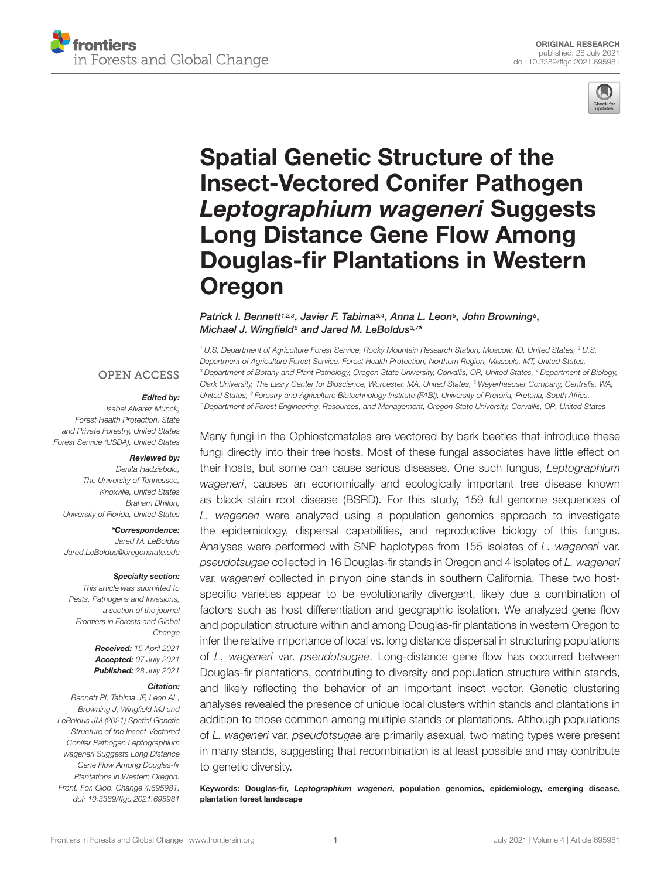ORIGINAL RESEARCH
published: 28 July 2021
doi: 10.3389/ffgc.2021.695981

# Spatial Genetic Structure of the Insect-Vectored Conifer Pathogen *Leptographium wageneri* Suggests Long Distance Gene Flow Among Douglas-fir Plantations in Western Oregon

*Patrick I. Bennett[1,2,3], Javier F. Tabima[3,4], Anna L. Leon[5], John Browning[5], Michael J. Wingfield[6] and Jared M. LeBoldus[3,7]**

[1] U.S. Department of Agriculture Forest Service, Rocky Mountain Research Station, Moscow, ID, United States, [2] U.S. Department of Agriculture Forest Service, Forest Health Protection, Northern Region, Missoula, MT, United States, [3] Department of Botany and Plant Pathology, Oregon State University, Corvallis, OR, United States, [4] Department of Biology, Clark University, The Lasry Center for Bioscience, Worcester, MA, United States, [5] Weyerhaeuser Company, Centralia, WA, United States, [6] Forestry and Agriculture Biotechnology Institute (FABI), University of Pretoria, Pretoria, South Africa, [7] Department of Forest Engineering, Resources, and Management, Oregon State University, Corvallis, OR, United States

OPEN ACCESS

**Edited by:**
Isabel Alvarez Munck,
Forest Health Protection, State and Private Forestry, United States Forest Service (USDA), United States

**Reviewed by:**
Denita Hadziabdic,
The University of Tennessee, Knoxville, United States
Braham Dhillon,
University of Florida, United States

***Correspondence:**
Jared M. LeBoldus
Jared.LeBoldus@oregonstate.edu

**Specialty section:**
This article was submitted to Pests, Pathogens and Invasions, a section of the journal Frontiers in Forests and Global Change

**Received:** 15 April 2021
**Accepted:** 07 July 2021
**Published:** 28 July 2021

**Citation:**
Bennett PI, Tabima JF, Leon AL, Browning J, Wingfield MJ and LeBoldus JM (2021) Spatial Genetic Structure of the Insect-Vectored Conifer Pathogen Leptographium wageneri Suggests Long Distance Gene Flow Among Douglas-fir Plantations in Western Oregon. Front. For. Glob. Change 4:695981. doi: 10.3389/ffgc.2021.695981

Many fungi in the Ophiostomatales are vectored by bark beetles that introduce these fungi directly into their tree hosts. Most of these fungal associates have little effect on their hosts, but some can cause serious diseases. One such fungus, *Leptographium wageneri*, causes an economically and ecologically important tree disease known as black stain root disease (BSRD). For this study, 159 full genome sequences of *L. wageneri* were analyzed using a population genomics approach to investigate the epidemiology, dispersal capabilities, and reproductive biology of this fungus. Analyses were performed with SNP haplotypes from 155 isolates of *L. wageneri* var. *pseudotsugae* collected in 16 Douglas-fir stands in Oregon and 4 isolates of *L. wageneri* var. *wageneri* collected in pinyon pine stands in southern California. These two host-specific varieties appear to be evolutionarily divergent, likely due a combination of factors such as host differentiation and geographic isolation. We analyzed gene flow and population structure within and among Douglas-fir plantations in western Oregon to infer the relative importance of local vs. long distance dispersal in structuring populations of *L. wageneri* var. *pseudotsugae*. Long-distance gene flow has occurred between Douglas-fir plantations, contributing to diversity and population structure within stands, and likely reflecting the behavior of an important insect vector. Genetic clustering analyses revealed the presence of unique local clusters within stands and plantations in addition to those common among multiple stands or plantations. Although populations of *L. wageneri* var. *pseudotsugae* are primarily asexual, two mating types were present in many stands, suggesting that recombination is at least possible and may contribute to genetic diversity.

**Keywords: Douglas-fir, *Leptographium wageneri*, population genomics, epidemiology, emerging disease, plantation forest landscape**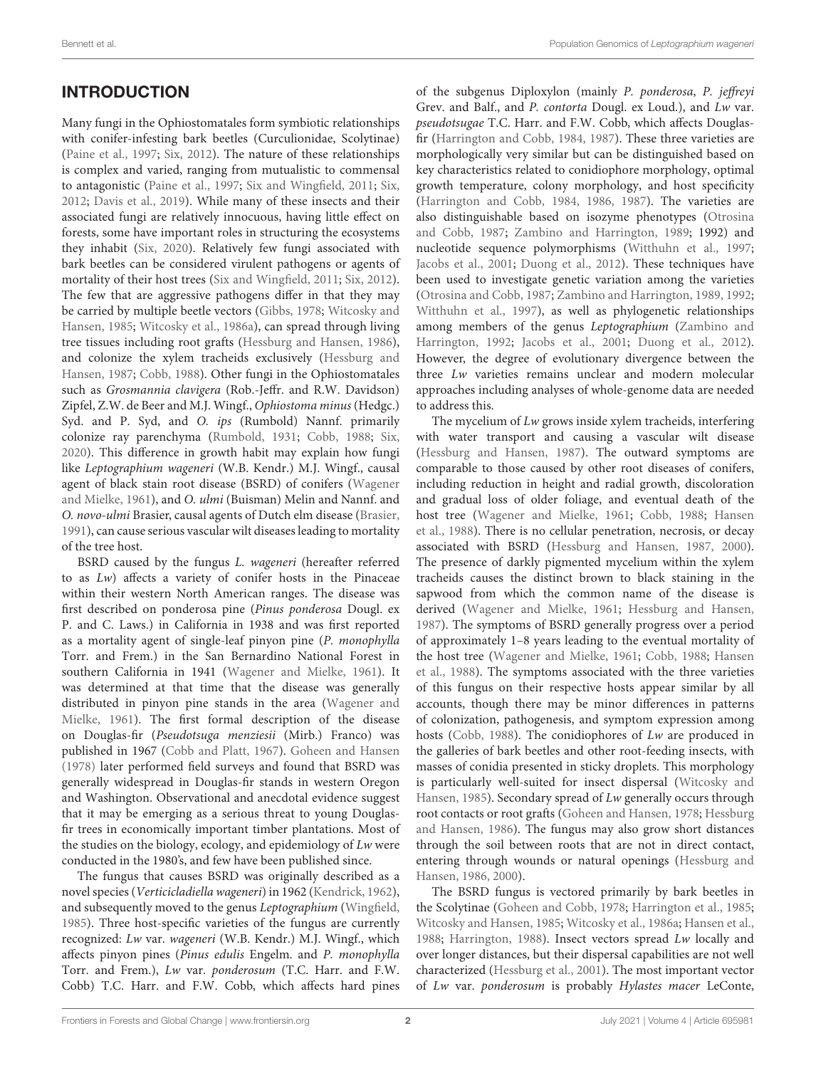## INTRODUCTION

Many fungi in the Ophiostomatales form symbiotic relationships with conifer-infesting bark beetles (Curculionidae, Scolytinae) (Paine et al., 1997; Six, 2012). The nature of these relationships is complex and varied, ranging from mutualistic to commensal to antagonistic (Paine et al., 1997; Six and Wingfield, 2011; Six, 2012; Davis et al., 2019). While many of these insects and their associated fungi are relatively innocuous, having little effect on forests, some have important roles in structuring the ecosystems they inhabit (Six, 2020). Relatively few fungi associated with bark beetles can be considered virulent pathogens or agents of mortality of their host trees (Six and Wingfield, 2011; Six, 2012). The few that are aggressive pathogens differ in that they may be carried by multiple beetle vectors (Gibbs, 1978; Witcosky and Hansen, 1985; Witcosky et al., 1986a), can spread through living tree tissues including root grafts (Hessburg and Hansen, 1986), and colonize the xylem tracheids exclusively (Hessburg and Hansen, 1987; Cobb, 1988). Other fungi in the Ophiostomatales such as *Grosmannia clavigera* (Rob.-Jeffr. and R.W. Davidson) Zipfel, Z.W. de Beer and M.J. Wingf., *Ophiostoma minus* (Hedgc.) Syd. and P. Syd, and *O. ips* (Rumbold) Nannf. primarily colonize ray parenchyma (Rumbold, 1931; Cobb, 1988; Six, 2020). This difference in growth habit may explain how fungi like *Leptographium wageneri* (W.B. Kendr.) M.J. Wingf., causal agent of black stain root disease (BSRD) of conifers (Wagener and Mielke, 1961), and *O. ulmi* (Buisman) Melin and Nannf. and *O. novo-ulmi* Brasier, causal agents of Dutch elm disease (Brasier, 1991), can cause serious vascular wilt diseases leading to mortality of the tree host.

BSRD caused by the fungus *L. wageneri* (hereafter referred to as *Lw*) affects a variety of conifer hosts in the Pinaceae within their western North American ranges. The disease was first described on ponderosa pine (*Pinus ponderosa* Dougl. ex P. and C. Laws.) in California in 1938 and was first reported as a mortality agent of single-leaf pinyon pine (*P. monophylla* Torr. and Frem.) in the San Bernardino National Forest in southern California in 1941 (Wagener and Mielke, 1961). It was determined at that time that the disease was generally distributed in pinyon pine stands in the area (Wagener and Mielke, 1961). The first formal description of the disease on Douglas-fir (*Pseudotsuga menziesii* (Mirb.) Franco) was published in 1967 (Cobb and Platt, 1967). Goheen and Hansen (1978) later performed field surveys and found that BSRD was generally widespread in Douglas-fir stands in western Oregon and Washington. Observational and anecdotal evidence suggest that it may be emerging as a serious threat to young Douglas-fir trees in economically important timber plantations. Most of the studies on the biology, ecology, and epidemiology of *Lw* were conducted in the 1980's, and few have been published since.

The fungus that causes BSRD was originally described as a novel species (*Verticicladiella wageneri*) in 1962 (Kendrick, 1962), and subsequently moved to the genus *Leptographium* (Wingfield, 1985). Three host-specific varieties of the fungus are currently recognized: *Lw* var. *wageneri* (W.B. Kendr.) M.J. Wingf., which affects pinyon pines (*Pinus edulis* Engelm. and *P. monophylla* Torr. and Frem.), *Lw* var. *ponderosum* (T.C. Harr. and F.W. Cobb) T.C. Harr. and F.W. Cobb, which affects hard pines of the subgenus Diploxylon (mainly *P. ponderosa*, *P. jeffreyi* Grev. and Balf., and *P. contorta* Dougl. ex Loud.), and *Lw* var. *pseudotsugae* T.C. Harr. and F.W. Cobb, which affects Douglas-fir (Harrington and Cobb, 1984, 1987). These three varieties are morphologically very similar but can be distinguished based on key characteristics related to conidiophore morphology, optimal growth temperature, colony morphology, and host specificity (Harrington and Cobb, 1984, 1986, 1987). The varieties are also distinguishable based on isozyme phenotypes (Otrosina and Cobb, 1987; Zambino and Harrington, 1989; 1992) and nucleotide sequence polymorphisms (Witthuhn et al., 1997; Jacobs et al., 2001; Duong et al., 2012). These techniques have been used to investigate genetic variation among the varieties (Otrosina and Cobb, 1987; Zambino and Harrington, 1989, 1992; Witthuhn et al., 1997), as well as phylogenetic relationships among members of the genus *Leptographium* (Zambino and Harrington, 1992; Jacobs et al., 2001; Duong et al., 2012). However, the degree of evolutionary divergence between the three *Lw* varieties remains unclear and modern molecular approaches including analyses of whole-genome data are needed to address this.

The mycelium of *Lw* grows inside xylem tracheids, interfering with water transport and causing a vascular wilt disease (Hessburg and Hansen, 1987). The outward symptoms are comparable to those caused by other root diseases of conifers, including reduction in height and radial growth, discoloration and gradual loss of older foliage, and eventual death of the host tree (Wagener and Mielke, 1961; Cobb, 1988; Hansen et al., 1988). There is no cellular penetration, necrosis, or decay associated with BSRD (Hessburg and Hansen, 1987, 2000). The presence of darkly pigmented mycelium within the xylem tracheids causes the distinct brown to black staining in the sapwood from which the common name of the disease is derived (Wagener and Mielke, 1961; Hessburg and Hansen, 1987). The symptoms of BSRD generally progress over a period of approximately 1–8 years leading to the eventual mortality of the host tree (Wagener and Mielke, 1961; Cobb, 1988; Hansen et al., 1988). The symptoms associated with the three varieties of this fungus on their respective hosts appear similar by all accounts, though there may be minor differences in patterns of colonization, pathogenesis, and symptom expression among hosts (Cobb, 1988). The conidiophores of *Lw* are produced in the galleries of bark beetles and other root-feeding insects, with masses of conidia presented in sticky droplets. This morphology is particularly well-suited for insect dispersal (Witcosky and Hansen, 1985). Secondary spread of *Lw* generally occurs through root contacts or root grafts (Goheen and Hansen, 1978; Hessburg and Hansen, 1986). The fungus may also grow short distances through the soil between roots that are not in direct contact, entering through wounds or natural openings (Hessburg and Hansen, 1986, 2000).

The BSRD fungus is vectored primarily by bark beetles in the Scolytinae (Goheen and Cobb, 1978; Harrington et al., 1985; Witcosky and Hansen, 1985; Witcosky et al., 1986a; Hansen et al., 1988; Harrington, 1988). Insect vectors spread *Lw* locally and over longer distances, but their dispersal capabilities are not well characterized (Hessburg et al., 2001). The most important vector of *Lw* var. *ponderosum* is probably *Hylastes macer* LeConte,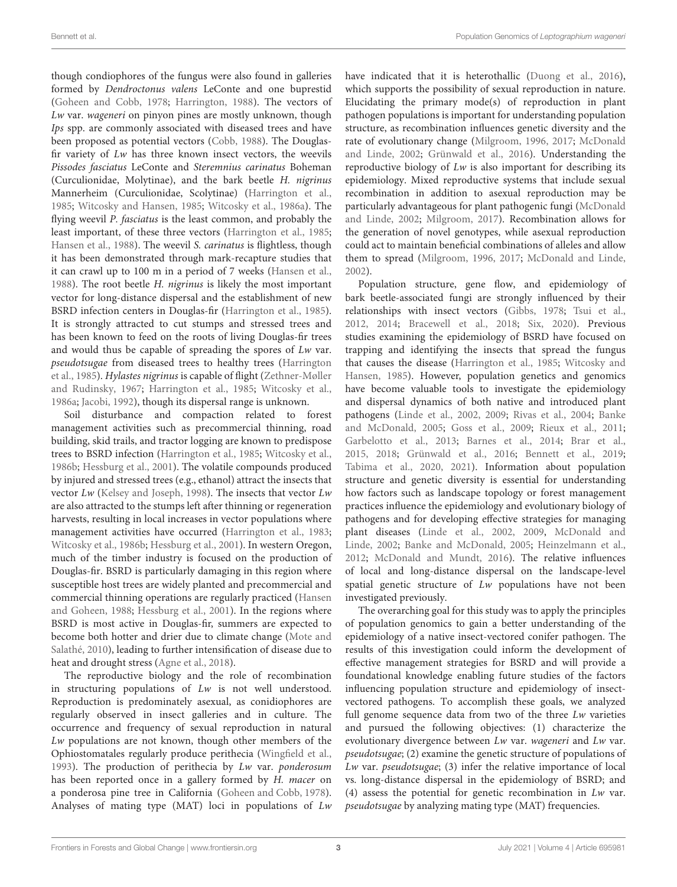though condiophores of the fungus were also found in galleries formed by *Dendroctonus valens* LeConte and one buprestid (Goheen and Cobb, 1978; Harrington, 1988). The vectors of *Lw* var. *wageneri* on pinyon pines are mostly unknown, though *Ips* spp. are commonly associated with diseased trees and have been proposed as potential vectors (Cobb, 1988). The Douglas-fir variety of *Lw* has three known insect vectors, the weevils *Pissodes fasciatus* LeConte and *Steremnius carinatus* Boheman (Curculionidae, Molytinae), and the bark beetle *H. nigrinus* Mannerheim (Curculionidae, Scolytinae) (Harrington et al., 1985; Witcosky and Hansen, 1985; Witcosky et al., 1986a). The flying weevil *P. fasciatus* is the least common, and probably the least important, of these three vectors (Harrington et al., 1985; Hansen et al., 1988). The weevil *S. carinatus* is flightless, though it has been demonstrated through mark-recapture studies that it can crawl up to 100 m in a period of 7 weeks (Hansen et al., 1988). The root beetle *H. nigrinus* is likely the most important vector for long-distance dispersal and the establishment of new BSRD infection centers in Douglas-fir (Harrington et al., 1985). It is strongly attracted to cut stumps and stressed trees and has been known to feed on the roots of living Douglas-fir trees and would thus be capable of spreading the spores of *Lw* var. *pseudotsugae* from diseased trees to healthy trees (Harrington et al., 1985). *Hylastes nigrinus* is capable of flight (Zethner-Møller and Rudinsky, 1967; Harrington et al., 1985; Witcosky et al., 1986a; Jacobi, 1992), though its dispersal range is unknown.

Soil disturbance and compaction related to forest management activities such as precommercial thinning, road building, skid trails, and tractor logging are known to predispose trees to BSRD infection (Harrington et al., 1985; Witcosky et al., 1986b; Hessburg et al., 2001). The volatile compounds produced by injured and stressed trees (e.g., ethanol) attract the insects that vector *Lw* (Kelsey and Joseph, 1998). The insects that vector *Lw* are also attracted to the stumps left after thinning or regeneration harvests, resulting in local increases in vector populations where management activities have occurred (Harrington et al., 1983; Witcosky et al., 1986b; Hessburg et al., 2001). In western Oregon, much of the timber industry is focused on the production of Douglas-fir. BSRD is particularly damaging in this region where susceptible host trees are widely planted and precommercial and commercial thinning operations are regularly practiced (Hansen and Goheen, 1988; Hessburg et al., 2001). In the regions where BSRD is most active in Douglas-fir, summers are expected to become both hotter and drier due to climate change (Mote and Salathé, 2010), leading to further intensification of disease due to heat and drought stress (Agne et al., 2018).

The reproductive biology and the role of recombination in structuring populations of *Lw* is not well understood. Reproduction is predominately asexual, as conidiophores are regularly observed in insect galleries and in culture. The occurrence and frequency of sexual reproduction in natural *Lw* populations are not known, though other members of the Ophiostomatales regularly produce perithecia (Wingfield et al., 1993). The production of perithecia by *Lw* var. *ponderosum* has been reported once in a gallery formed by *H. macer* on a ponderosa pine tree in California (Goheen and Cobb, 1978). Analyses of mating type (MAT) loci in populations of *Lw* have indicated that it is heterothallic (Duong et al., 2016), which supports the possibility of sexual reproduction in nature. Elucidating the primary mode(s) of reproduction in plant pathogen populations is important for understanding population structure, as recombination influences genetic diversity and the rate of evolutionary change (Milgroom, 1996, 2017; McDonald and Linde, 2002; Grünwald et al., 2016). Understanding the reproductive biology of *Lw* is also important for describing its epidemiology. Mixed reproductive systems that include sexual recombination in addition to asexual reproduction may be particularly advantageous for plant pathogenic fungi (McDonald and Linde, 2002; Milgroom, 2017). Recombination allows for the generation of novel genotypes, while asexual reproduction could act to maintain beneficial combinations of alleles and allow them to spread (Milgroom, 1996, 2017; McDonald and Linde, 2002).

Population structure, gene flow, and epidemiology of bark beetle-associated fungi are strongly influenced by their relationships with insect vectors (Gibbs, 1978; Tsui et al., 2012, 2014; Bracewell et al., 2018; Six, 2020). Previous studies examining the epidemiology of BSRD have focused on trapping and identifying the insects that spread the fungus that causes the disease (Harrington et al., 1985; Witcosky and Hansen, 1985). However, population genetics and genomics have become valuable tools to investigate the epidemiology and dispersal dynamics of both native and introduced plant pathogens (Linde et al., 2002, 2009; Rivas et al., 2004; Banke and McDonald, 2005; Goss et al., 2009; Rieux et al., 2011; Garbelotto et al., 2013; Barnes et al., 2014; Brar et al., 2015, 2018; Grünwald et al., 2016; Bennett et al., 2019; Tabima et al., 2020, 2021). Information about population structure and genetic diversity is essential for understanding how factors such as landscape topology or forest management practices influence the epidemiology and evolutionary biology of pathogens and for developing effective strategies for managing plant diseases (Linde et al., 2002, 2009, McDonald and Linde, 2002; Banke and McDonald, 2005; Heinzelmann et al., 2012; McDonald and Mundt, 2016). The relative influences of local and long-distance dispersal on the landscape-level spatial genetic structure of *Lw* populations have not been investigated previously.

The overarching goal for this study was to apply the principles of population genomics to gain a better understanding of the epidemiology of a native insect-vectored conifer pathogen. The results of this investigation could inform the development of effective management strategies for BSRD and will provide a foundational knowledge enabling future studies of the factors influencing population structure and epidemiology of insect-vectored pathogens. To accomplish these goals, we analyzed full genome sequence data from two of the three *Lw* varieties and pursued the following objectives: (1) characterize the evolutionary divergence between *Lw* var. *wageneri* and *Lw* var. *pseudotsugae*; (2) examine the genetic structure of populations of *Lw* var. *pseudotsugae*; (3) infer the relative importance of local vs. long-distance dispersal in the epidemiology of BSRD; and (4) assess the potential for genetic recombination in *Lw* var. *pseudotsugae* by analyzing mating type (MAT) frequencies.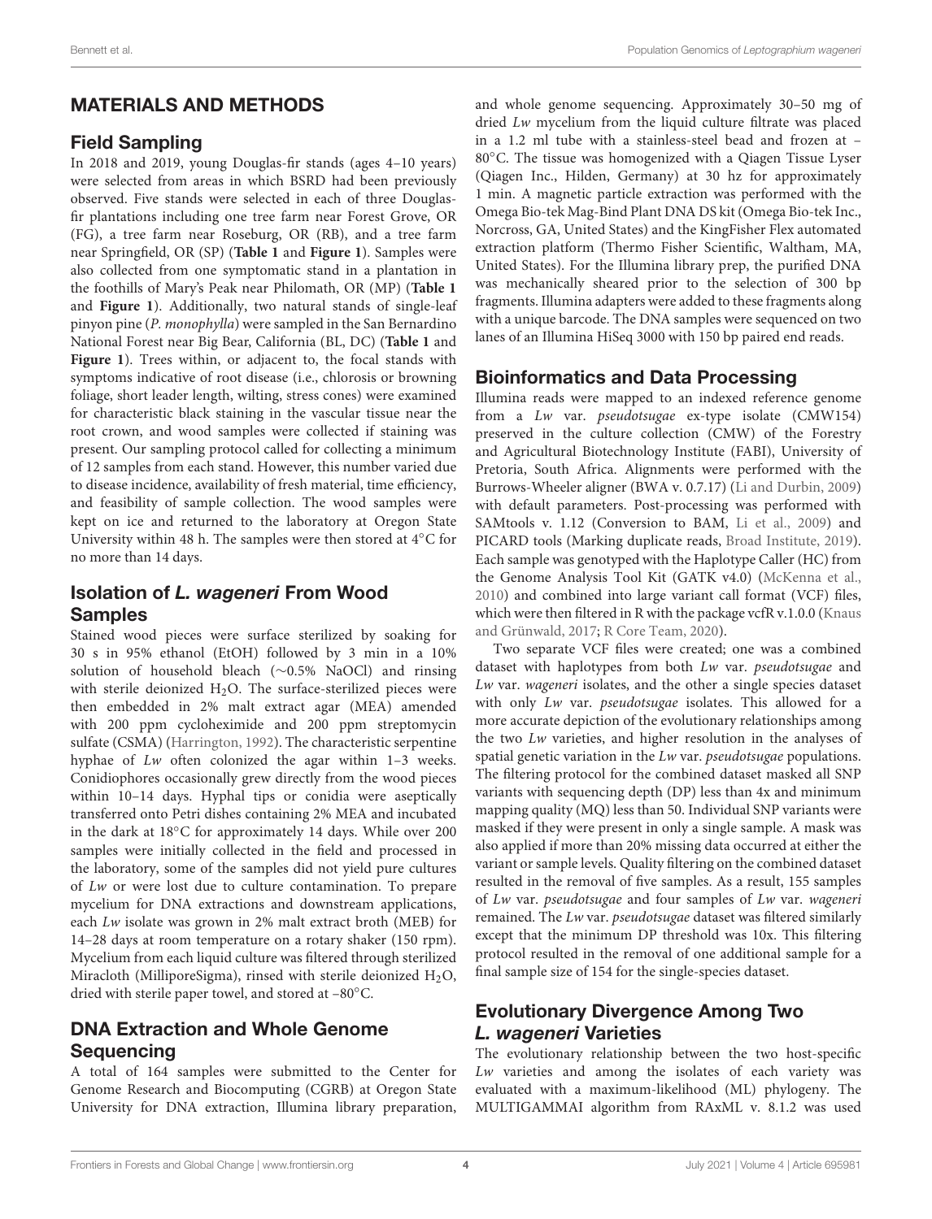## MATERIALS AND METHODS

### Field Sampling

In 2018 and 2019, young Douglas-fir stands (ages 4–10 years) were selected from areas in which BSRD had been previously observed. Five stands were selected in each of three Douglas-fir plantations including one tree farm near Forest Grove, OR (FG), a tree farm near Roseburg, OR (RB), and a tree farm near Springfield, OR (SP) (**Table 1** and **Figure 1**). Samples were also collected from one symptomatic stand in a plantation in the foothills of Mary's Peak near Philomath, OR (MP) (**Table 1** and **Figure 1**). Additionally, two natural stands of single-leaf pinyon pine (*P. monophylla*) were sampled in the San Bernardino National Forest near Big Bear, California (BL, DC) (**Table 1** and **Figure 1**). Trees within, or adjacent to, the focal stands with symptoms indicative of root disease (i.e., chlorosis or browning foliage, short leader length, wilting, stress cones) were examined for characteristic black staining in the vascular tissue near the root crown, and wood samples were collected if staining was present. Our sampling protocol called for collecting a minimum of 12 samples from each stand. However, this number varied due to disease incidence, availability of fresh material, time efficiency, and feasibility of sample collection. The wood samples were kept on ice and returned to the laboratory at Oregon State University within 48 h. The samples were then stored at 4°C for no more than 14 days.

### Isolation of *L. wageneri* From Wood Samples

Stained wood pieces were surface sterilized by soaking for 30 s in 95% ethanol (EtOH) followed by 3 min in a 10% solution of household bleach (~0.5% NaOCl) and rinsing with sterile deionized $H_2O$. The surface-sterilized pieces were then embedded in 2% malt extract agar (MEA) amended with 200 ppm cycloheximide and 200 ppm streptomycin sulfate (CSMA) (Harrington, 1992). The characteristic serpentine hyphae of *Lw* often colonized the agar within 1–3 weeks. Conidiophores occasionally grew directly from the wood pieces within 10–14 days. Hyphal tips or conidia were aseptically transferred onto Petri dishes containing 2% MEA and incubated in the dark at 18°C for approximately 14 days. While over 200 samples were initially collected in the field and processed in the laboratory, some of the samples did not yield pure cultures of *Lw* or were lost due to culture contamination. To prepare mycelium for DNA extractions and downstream applications, each *Lw* isolate was grown in 2% malt extract broth (MEB) for 14–28 days at room temperature on a rotary shaker (150 rpm). Mycelium from each liquid culture was filtered through sterilized Miracloth (MilliporeSigma), rinsed with sterile deionized $H_2O$, dried with sterile paper towel, and stored at −80°C.

### DNA Extraction and Whole Genome Sequencing

A total of 164 samples were submitted to the Center for Genome Research and Biocomputing (CGRB) at Oregon State University for DNA extraction, Illumina library preparation, and whole genome sequencing. Approximately 30–50 mg of dried *Lw* mycelium from the liquid culture filtrate was placed in a 1.2 ml tube with a stainless-steel bead and frozen at −80°C. The tissue was homogenized with a Qiagen Tissue Lyser (Qiagen Inc., Hilden, Germany) at 30 hz for approximately 1 min. A magnetic particle extraction was performed with the Omega Bio-tek Mag-Bind Plant DNA DS kit (Omega Bio-tek Inc., Norcross, GA, United States) and the KingFisher Flex automated extraction platform (Thermo Fisher Scientific, Waltham, MA, United States). For the Illumina library prep, the purified DNA was mechanically sheared prior to the selection of 300 bp fragments. Illumina adapters were added to these fragments along with a unique barcode. The DNA samples were sequenced on two lanes of an Illumina HiSeq 3000 with 150 bp paired end reads.

### Bioinformatics and Data Processing

Illumina reads were mapped to an indexed reference genome from a *Lw* var. *pseudotsugae* ex-type isolate (CMW154) preserved in the culture collection (CMW) of the Forestry and Agricultural Biotechnology Institute (FABI), University of Pretoria, South Africa. Alignments were performed with the Burrows-Wheeler aligner (BWA v. 0.7.17) (Li and Durbin, 2009) with default parameters. Post-processing was performed with SAMtools v. 1.12 (Conversion to BAM, Li et al., 2009) and PICARD tools (Marking duplicate reads, Broad Institute, 2019). Each sample was genotyped with the Haplotype Caller (HC) from the Genome Analysis Tool Kit (GATK v4.0) (McKenna et al., 2010) and combined into large variant call format (VCF) files, which were then filtered in R with the package vcfR v.1.0.0 (Knaus and Grünwald, 2017; R Core Team, 2020).

Two separate VCF files were created; one was a combined dataset with haplotypes from both *Lw* var. *pseudotsugae* and *Lw* var. *wageneri* isolates, and the other a single species dataset with only *Lw* var. *pseudotsugae* isolates. This allowed for a more accurate depiction of the evolutionary relationships among the two *Lw* varieties, and higher resolution in the analyses of spatial genetic variation in the *Lw* var. *pseudotsugae* populations. The filtering protocol for the combined dataset masked all SNP variants with sequencing depth (DP) less than 4x and minimum mapping quality (MQ) less than 50. Individual SNP variants were masked if they were present in only a single sample. A mask was also applied if more than 20% missing data occurred at either the variant or sample levels. Quality filtering on the combined dataset resulted in the removal of five samples. As a result, 155 samples of *Lw* var. *pseudotsugae* and four samples of *Lw* var. *wageneri* remained. The *Lw* var. *pseudotsugae* dataset was filtered similarly except that the minimum DP threshold was 10x. This filtering protocol resulted in the removal of one additional sample for a final sample size of 154 for the single-species dataset.

### Evolutionary Divergence Among Two *L. wageneri* Varieties

The evolutionary relationship between the two host-specific *Lw* varieties and among the isolates of each variety was evaluated with a maximum-likelihood (ML) phylogeny. The MULTIGAMMAI algorithm from RAxML v. 8.1.2 was used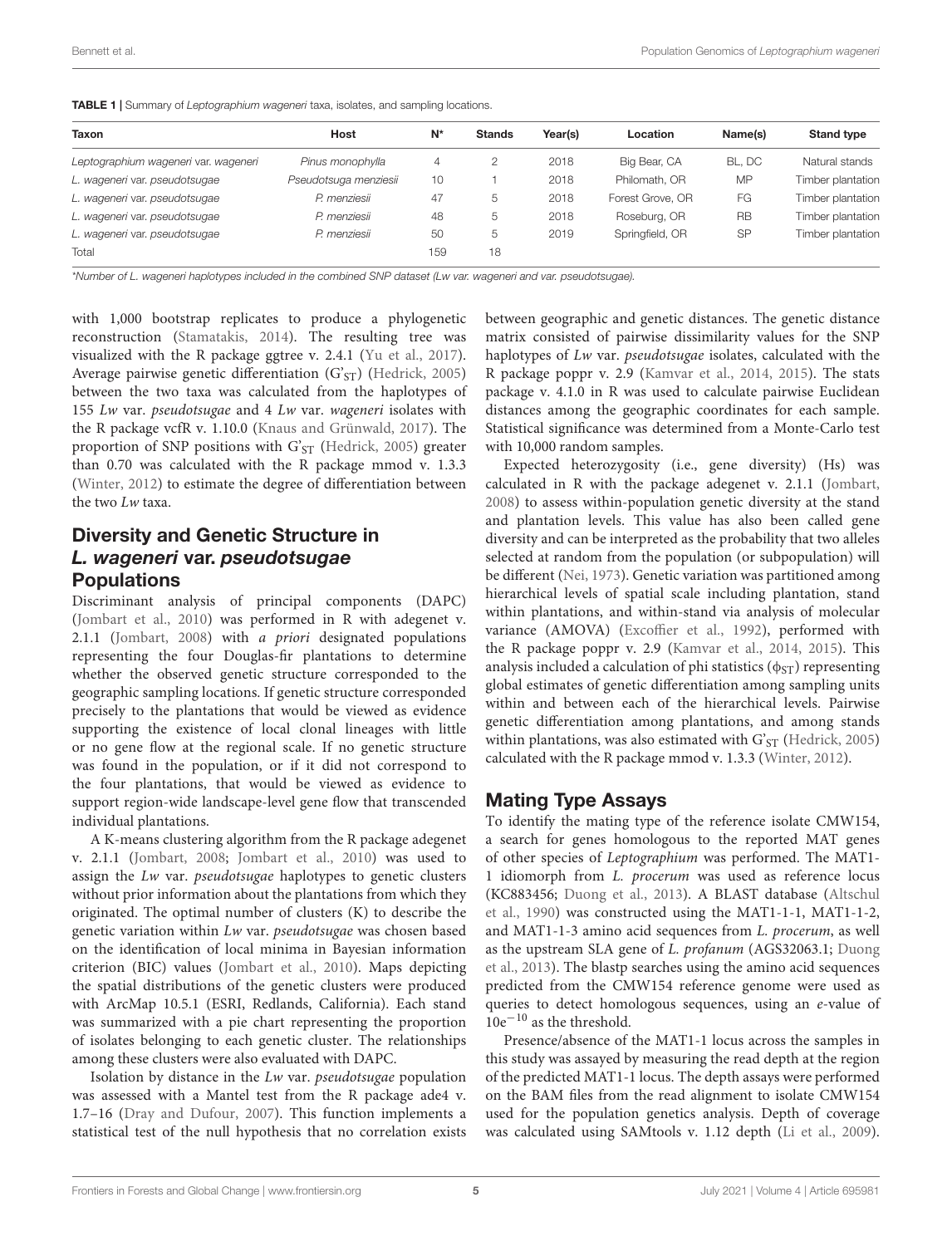**TABLE 1 |** Summary of *Leptographium wageneri* taxa, isolates, and sampling locations.

| Taxon | Host | N* | Stands | Year(s) | Location | Name(s) | Stand type |
|---|---|---|---|---|---|---|---|
| *Leptographium wageneri* var. *wageneri* | *Pinus monophylla* | 4 | 2 | 2018 | Big Bear, CA | BL, DC | Natural stands |
| *L. wageneri* var. *pseudotsugae* | *Pseudotsuga menziesii* | 10 | 1 | 2018 | Philomath, OR | MP | Timber plantation |
| *L. wageneri* var. *pseudotsugae* | *P. menziesii* | 47 | 5 | 2018 | Forest Grove, OR | FG | Timber plantation |
| *L. wageneri* var. *pseudotsugae* | *P. menziesii* | 48 | 5 | 2018 | Roseburg, OR | RB | Timber plantation |
| *L. wageneri* var. *pseudotsugae* | *P. menziesii* | 50 | 5 | 2019 | Springfield, OR | SP | Timber plantation |
| Total | | 159 | 18 | | | | |

*Number of L. wageneri haplotypes included in the combined SNP dataset (Lw var. wageneri and var. pseudotsugae).

with 1,000 bootstrap replicates to produce a phylogenetic reconstruction (Stamatakis, 2014). The resulting tree was visualized with the R package ggtree v. 2.4.1 (Yu et al., 2017). Average pairwise genetic differentiation ($G'_{ST}$) (Hedrick, 2005) between the two taxa was calculated from the haplotypes of 155 *Lw* var. *pseudotsugae* and 4 *Lw* var. *wageneri* isolates with the R package vcfR v. 1.10.0 (Knaus and Grünwald, 2017). The proportion of SNP positions with $G'_{ST}$ (Hedrick, 2005) greater than 0.70 was calculated with the R package mmod v. 1.3.3 (Winter, 2012) to estimate the degree of differentiation between the two *Lw* taxa.

## Diversity and Genetic Structure in *L. wageneri* var. *pseudotsugae* Populations

Discriminant analysis of principal components (DAPC) (Jombart et al., 2010) was performed in R with adegenet v. 2.1.1 (Jombart, 2008) with *a priori* designated populations representing the four Douglas-fir plantations to determine whether the observed genetic structure corresponded to the geographic sampling locations. If genetic structure corresponded precisely to the plantations that would be viewed as evidence supporting the existence of local clonal lineages with little or no gene flow at the regional scale. If no genetic structure was found in the population, or if it did not correspond to the four plantations, that would be viewed as evidence to support region-wide landscape-level gene flow that transcended individual plantations.

A K-means clustering algorithm from the R package adegenet v. 2.1.1 (Jombart, 2008; Jombart et al., 2010) was used to assign the *Lw* var. *pseudotsugae* haplotypes to genetic clusters without prior information about the plantations from which they originated. The optimal number of clusters (K) to describe the genetic variation within *Lw* var. *pseudotsugae* was chosen based on the identification of local minima in Bayesian information criterion (BIC) values (Jombart et al., 2010). Maps depicting the spatial distributions of the genetic clusters were produced with ArcMap 10.5.1 (ESRI, Redlands, California). Each stand was summarized with a pie chart representing the proportion of isolates belonging to each genetic cluster. The relationships among these clusters were also evaluated with DAPC.

Isolation by distance in the *Lw* var. *pseudotsugae* population was assessed with a Mantel test from the R package ade4 v. 1.7–16 (Dray and Dufour, 2007). This function implements a statistical test of the null hypothesis that no correlation exists between geographic and genetic distances. The genetic distance matrix consisted of pairwise dissimilarity values for the SNP haplotypes of *Lw* var. *pseudotsugae* isolates, calculated with the R package poppr v. 2.9 (Kamvar et al., 2014, 2015). The stats package v. 4.1.0 in R was used to calculate pairwise Euclidean distances among the geographic coordinates for each sample. Statistical significance was determined from a Monte-Carlo test with 10,000 random samples.

Expected heterozygosity (i.e., gene diversity) (Hs) was calculated in R with the package adegenet v. 2.1.1 (Jombart, 2008) to assess within-population genetic diversity at the stand and plantation levels. This value has also been called gene diversity and can be interpreted as the probability that two alleles selected at random from the population (or subpopulation) will be different (Nei, 1973). Genetic variation was partitioned among hierarchical levels of spatial scale including plantation, stand within plantations, and within-stand via analysis of molecular variance (AMOVA) (Excoffier et al., 1992), performed with the R package poppr v. 2.9 (Kamvar et al., 2014, 2015). This analysis included a calculation of phi statistics ($\phi_{ST}$) representing global estimates of genetic differentiation among sampling units within and between each of the hierarchical levels. Pairwise genetic differentiation among plantations, and among stands within plantations, was also estimated with $G'_{ST}$ (Hedrick, 2005) calculated with the R package mmod v. 1.3.3 (Winter, 2012).

## Mating Type Assays

To identify the mating type of the reference isolate CMW154, a search for genes homologous to the reported MAT genes of other species of *Leptographium* was performed. The MAT1-1 idiomorph from *L. procerum* was used as reference locus (KC883456; Duong et al., 2013). A BLAST database (Altschul et al., 1990) was constructed using the MAT1-1-1, MAT1-1-2, and MAT1-1-3 amino acid sequences from *L. procerum*, as well as the upstream SLA gene of *L. profanum* (AGS32063.1; Duong et al., 2013). The blastp searches using the amino acid sequences predicted from the CMW154 reference genome were used as queries to detect homologous sequences, using an *e*-value of $10e^{-10}$ as the threshold.

Presence/absence of the MAT1-1 locus across the samples in this study was assayed by measuring the read depth at the region of the predicted MAT1-1 locus. The depth assays were performed on the BAM files from the read alignment to isolate CMW154 used for the population genetics analysis. Depth of coverage was calculated using SAMtools v. 1.12 depth (Li et al., 2009).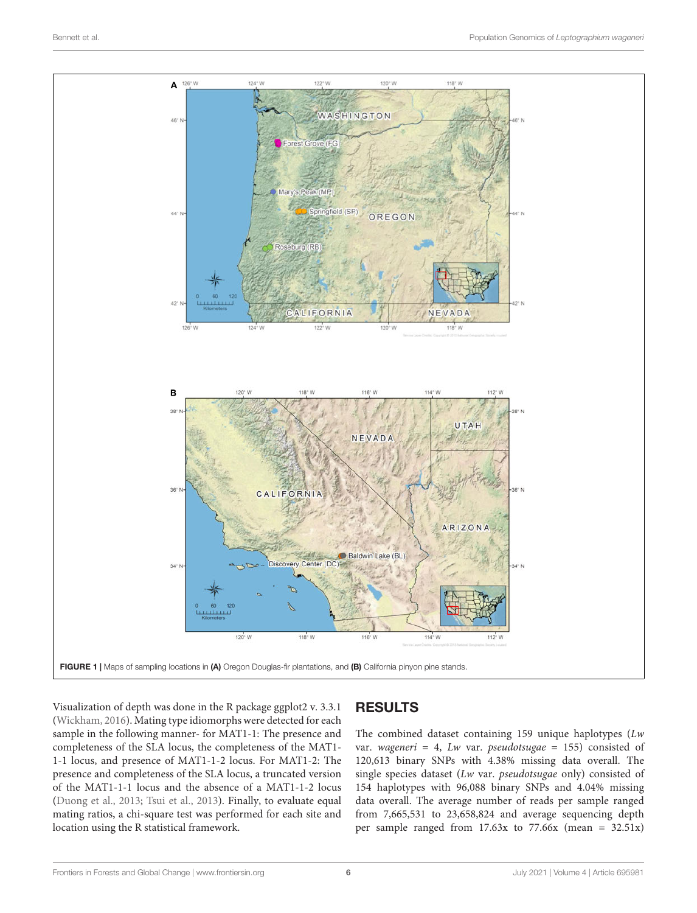FIGURE 1 | Maps of sampling locations in **(A)** Oregon Douglas-fir plantations, and **(B)** California pinyon pine stands.

Visualization of depth was done in the R package ggplot2 v. 3.3.1 (Wickham, 2016). Mating type idiomorphs were detected for each sample in the following manner- for MAT1-1: The presence and completeness of the SLA locus, the completeness of the MAT1-1-1 locus, and presence of MAT1-1-2 locus. For MAT1-2: The presence and completeness of the SLA locus, a truncated version of the MAT1-1-1 locus and the absence of a MAT1-1-2 locus (Duong et al., 2013; Tsui et al., 2013). Finally, to evaluate equal mating ratios, a chi-square test was performed for each site and location using the R statistical framework.

## RESULTS

The combined dataset containing 159 unique haplotypes (*Lw* var. *wageneri* = 4, *Lw* var. *pseudotsugae* = 155) consisted of 120,613 binary SNPs with 4.38% missing data overall. The single species dataset (*Lw* var. *pseudotsugae* only) consisted of 154 haplotypes with 96,088 binary SNPs and 4.04% missing data overall. The average number of reads per sample ranged from 7,665,531 to 23,658,824 and average sequencing depth per sample ranged from 17.63x to 77.66x (mean = 32.51x)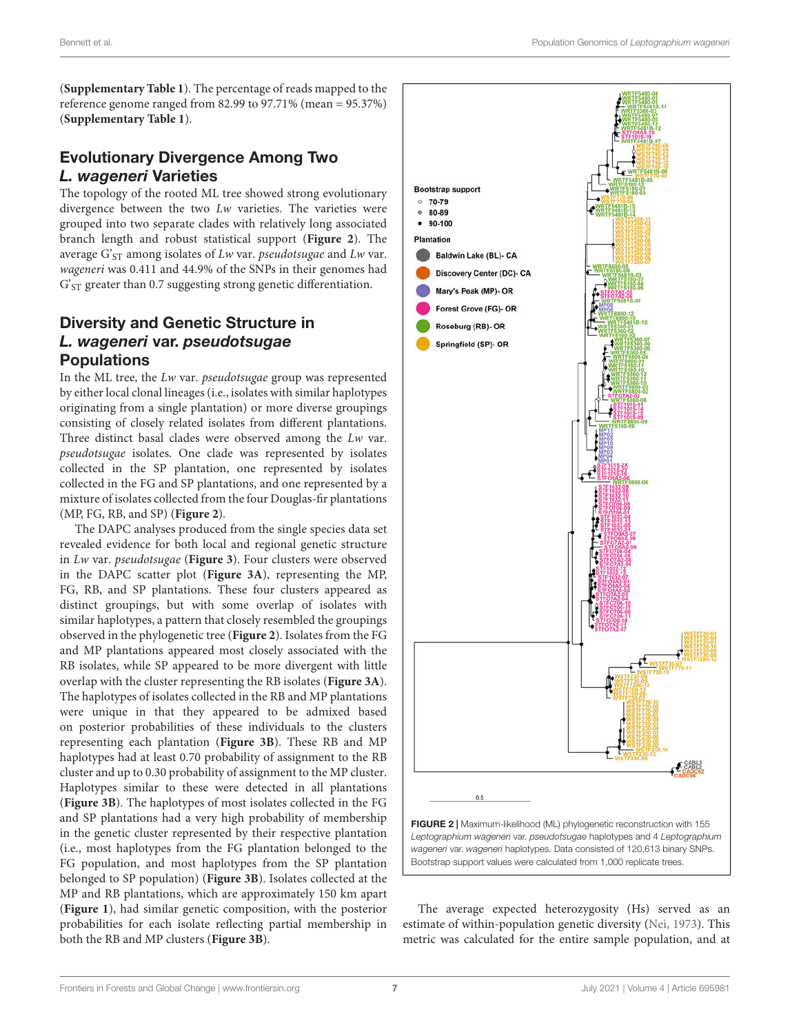(**Supplementary Table 1**). The percentage of reads mapped to the reference genome ranged from 82.99 to 97.71% (mean = 95.37%) (**Supplementary Table 1**).

## Evolutionary Divergence Among Two *L. wageneri* Varieties

The topology of the rooted ML tree showed strong evolutionary divergence between the two *Lw* varieties. The varieties were grouped into two separate clades with relatively long associated branch length and robust statistical support (**Figure 2**). The average $G'_{ST}$ among isolates of *Lw* var. *pseudotsugae* and *Lw* var. *wageneri* was 0.411 and 44.9% of the SNPs in their genomes had $G'_{ST}$ greater than 0.7 suggesting strong genetic differentiation.

## Diversity and Genetic Structure in *L. wageneri* var. *pseudotsugae* Populations

In the ML tree, the *Lw* var. *pseudotsugae* group was represented by either local clonal lineages (i.e., isolates with similar haplotypes originating from a single plantation) or more diverse groupings consisting of closely related isolates from different plantations. Three distinct basal clades were observed among the *Lw* var. *pseudotsugae* isolates. One clade was represented by isolates collected in the SP plantation, one represented by isolates collected in the FG and SP plantations, and one represented by a mixture of isolates collected from the four Douglas-fir plantations (MP, FG, RB, and SP) (**Figure 2**).

The DAPC analyses produced from the single species data set revealed evidence for both local and regional genetic structure in *Lw* var. *pseudotsugae* (**Figure 3**). Four clusters were observed in the DAPC scatter plot (**Figure 3A**), representing the MP, FG, RB, and SP plantations. These four clusters appeared as distinct groupings, but with some overlap of isolates with similar haplotypes, a pattern that closely resembled the groupings observed in the phylogenetic tree (**Figure 2**). Isolates from the FG and MP plantations appeared most closely associated with the RB isolates, while SP appeared to be more divergent with little overlap with the cluster representing the RB isolates (**Figure 3A**). The haplotypes of isolates collected in the RB and MP plantations were unique in that they appeared to be admixed based on posterior probabilities of these individuals to the clusters representing each plantation (**Figure 3B**). These RB and MP haplotypes had at least 0.70 probability of assignment to the RB cluster and up to 0.30 probability of assignment to the MP cluster. Haplotypes similar to these were detected in all plantations (**Figure 3B**). The haplotypes of most isolates collected in the FG and SP plantations had a very high probability of membership in the genetic cluster represented by their respective plantation (i.e., most haplotypes from the FG plantation belonged to the FG population, and most haplotypes from the SP plantation belonged to SP population) (**Figure 3B**). Isolates collected at the MP and RB plantations, which are approximately 150 km apart (**Figure 1**), had similar genetic composition, with the posterior probabilities for each isolate reflecting partial membership in both the RB and MP clusters (**Figure 3B**).

**FIGURE 2** | Maximum-likelihood (ML) phylogenetic reconstruction with 155 *Leptographium wageneri* var. *pseudotsugae* haplotypes and 4 *Leptographium wageneri* var. *wageneri* haplotypes. Data consisted of 120,613 binary SNPs. Bootstrap support values were calculated from 1,000 replicate trees.

The average expected heterozygosity (Hs) served as an estimate of within-population genetic diversity (Nei, 1973). This metric was calculated for the entire sample population, and at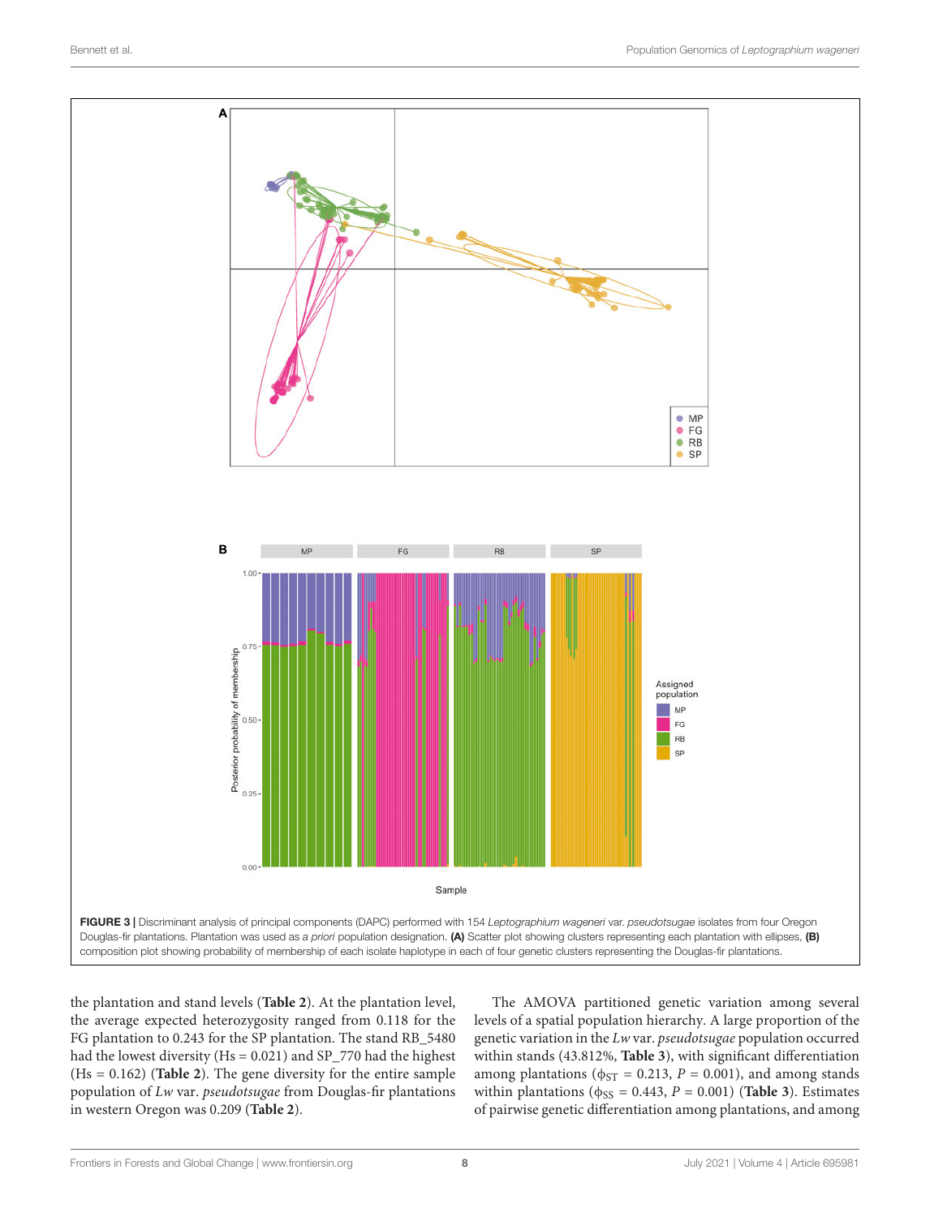FIGURE 3 | Discriminant analysis of principal components (DAPC) performed with 154 *Leptographium wageneri* var. *pseudotsugae* isolates from four Oregon Douglas-fir plantations. Plantation was used as *a priori* population designation. **(A)** Scatter plot showing clusters representing each plantation with ellipses, **(B)** composition plot showing probability of membership of each isolate haplotype in each of four genetic clusters representing the Douglas-fir plantations.

the plantation and stand levels (**Table 2**). At the plantation level, the average expected heterozygosity ranged from 0.118 for the FG plantation to 0.243 for the SP plantation. The stand RB_5480 had the lowest diversity (Hs = 0.021) and SP_770 had the highest (Hs = 0.162) (**Table 2**). The gene diversity for the entire sample population of *Lw* var. *pseudotsugae* from Douglas-fir plantations in western Oregon was 0.209 (**Table 2**).

The AMOVA partitioned genetic variation among several levels of a spatial population hierarchy. A large proportion of the genetic variation in the *Lw* var. *pseudotsugae* population occurred within stands (43.812%, **Table 3**), with significant differentiation among plantations ($\phi_{ST}$ = 0.213, $P$ = 0.001), and among stands within plantations ($\phi_{SS}$ = 0.443, $P$ = 0.001) (**Table 3**). Estimates of pairwise genetic differentiation among plantations, and among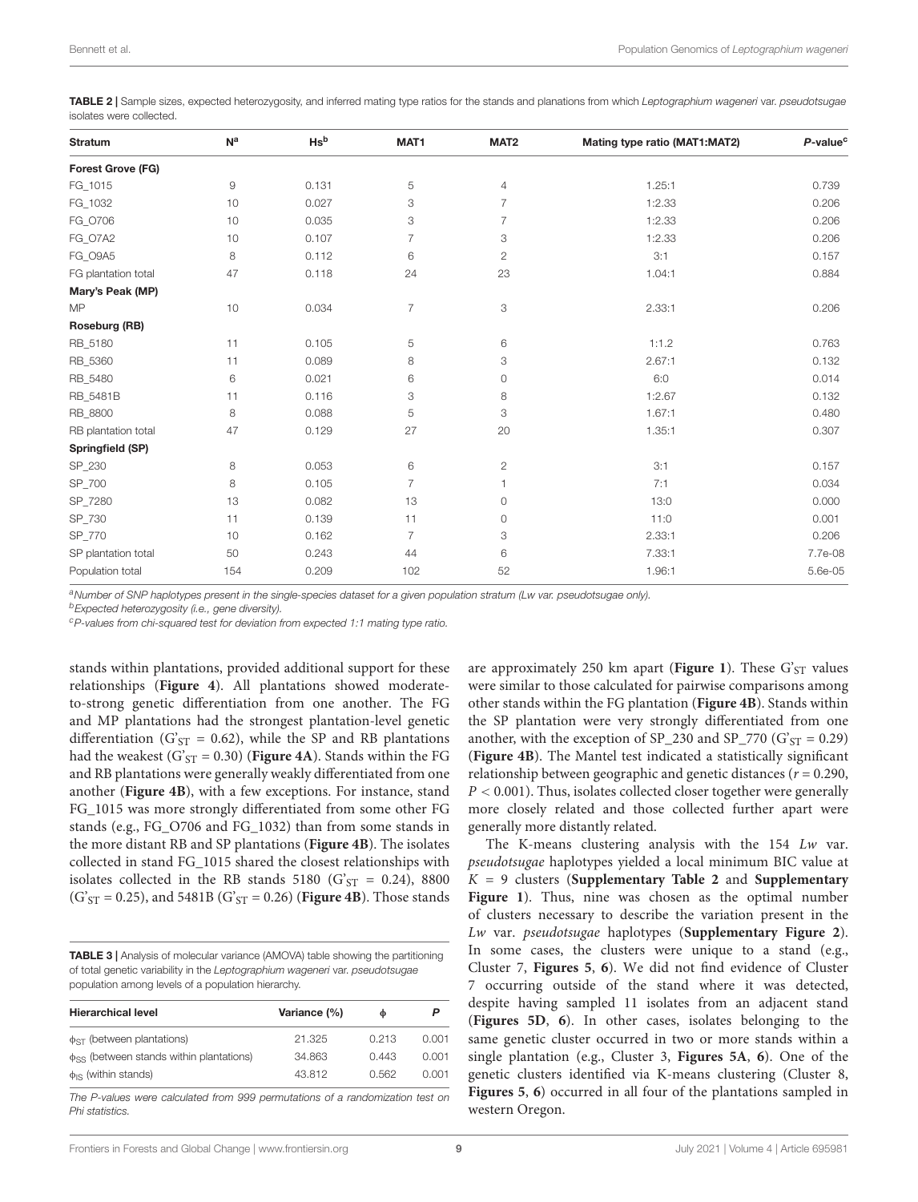**TABLE 2 |** Sample sizes, expected heterozygosity, and inferred mating type ratios for the stands and planations from which *Leptographium wageneri* var. *pseudotsugae* isolates were collected.

| Stratum | N[a] | Hs[b] | MAT1 | MAT2 | Mating type ratio (MAT1:MAT2) | *P*-value[c] |
|---|---|---|---|---|---|---|
| **Forest Grove (FG)** | | | | | | |
| FG_1015 | 9 | 0.131 | 5 | 4 | 1.25:1 | 0.739 |
| FG_1032 | 10 | 0.027 | 3 | 7 | 1:2.33 | 0.206 |
| FG_O706 | 10 | 0.035 | 3 | 7 | 1:2.33 | 0.206 |
| FG_O7A2 | 10 | 0.107 | 7 | 3 | 1:2.33 | 0.206 |
| FG_O9A5 | 8 | 0.112 | 6 | 2 | 3:1 | 0.157 |
| FG plantation total | 47 | 0.118 | 24 | 23 | 1.04:1 | 0.884 |
| **Mary's Peak (MP)** | | | | | | |
| MP | 10 | 0.034 | 7 | 3 | 2.33:1 | 0.206 |
| **Roseburg (RB)** | | | | | | |
| RB_5180 | 11 | 0.105 | 5 | 6 | 1:1.2 | 0.763 |
| RB_5360 | 11 | 0.089 | 8 | 3 | 2.67:1 | 0.132 |
| RB_5480 | 6 | 0.021 | 6 | 0 | 6:0 | 0.014 |
| RB_5481B | 11 | 0.116 | 3 | 8 | 1:2.67 | 0.132 |
| RB_8800 | 8 | 0.088 | 5 | 3 | 1.67:1 | 0.480 |
| RB plantation total | 47 | 0.129 | 27 | 20 | 1.35:1 | 0.307 |
| **Springfield (SP)** | | | | | | |
| SP_230 | 8 | 0.053 | 6 | 2 | 3:1 | 0.157 |
| SP_700 | 8 | 0.105 | 7 | 1 | 7:1 | 0.034 |
| SP_7280 | 13 | 0.082 | 13 | 0 | 13:0 | 0.000 |
| SP_730 | 11 | 0.139 | 11 | 0 | 11:0 | 0.001 |
| SP_770 | 10 | 0.162 | 7 | 3 | 2.33:1 | 0.206 |
| SP plantation total | 50 | 0.243 | 44 | 6 | 7.33:1 | 7.7e-08 |
| Population total | 154 | 0.209 | 102 | 52 | 1.96:1 | 5.6e-05 |

[a]*Number of SNP haplotypes present in the single-species dataset for a given population stratum (Lw var. pseudotsugae only).*
[b]*Expected heterozygosity (i.e., gene diversity).*
[c]*P-values from chi-squared test for deviation from expected 1:1 mating type ratio.*

stands within plantations, provided additional support for these relationships (**Figure 4**). All plantations showed moderate-to-strong genetic differentiation from one another. The FG and MP plantations had the strongest plantation-level genetic differentiation ($G'_{ST}$ = 0.62), while the SP and RB plantations had the weakest ($G'_{ST}$ = 0.30) (**Figure 4A**). Stands within the FG and RB plantations were generally weakly differentiated from one another (**Figure 4B**), with a few exceptions. For instance, stand FG_1015 was more strongly differentiated from some other FG stands (e.g., FG_O706 and FG_1032) than from some stands in the more distant RB and SP plantations (**Figure 4B**). The isolates collected in stand FG_1015 shared the closest relationships with isolates collected in the RB stands 5180 ($G'_{ST}$ = 0.24), 8800 ($G'_{ST}$ = 0.25), and 5481B ($G'_{ST}$ = 0.26) (**Figure 4B**). Those stands are approximately 250 km apart (**Figure 1**). These $G'_{ST}$ values were similar to those calculated for pairwise comparisons among other stands within the FG plantation (**Figure 4B**). Stands within the SP plantation were very strongly differentiated from one another, with the exception of SP_230 and SP_770 ($G'_{ST}$ = 0.29) (**Figure 4B**). The Mantel test indicated a statistically significant relationship between geographic and genetic distances ($r = 0.290$, $P < 0.001$). Thus, isolates collected closer together were generally more closely related and those collected further apart were generally more distantly related.

**TABLE 3 |** Analysis of molecular variance (AMOVA) table showing the partitioning of total genetic variability in the *Leptographium wageneri* var. *pseudotsugae* population among levels of a population hierarchy.

| Hierarchical level | Variance (%) | $\phi$ | *P* |
|---|---|---|---|
| $\phi_{ST}$ (between plantations) | 21.325 | 0.213 | 0.001 |
| $\phi_{SS}$ (between stands within plantations) | 34.863 | 0.443 | 0.001 |
| $\phi_{IS}$ (within stands) | 43.812 | 0.562 | 0.001 |

*The P-values were calculated from 999 permutations of a randomization test on Phi statistics.*

The K-means clustering analysis with the 154 *Lw* var. *pseudotsugae* haplotypes yielded a local minimum BIC value at $K = 9$ clusters (**Supplementary Table 2** and **Supplementary Figure 1**). Thus, nine was chosen as the optimal number of clusters necessary to describe the variation present in the *Lw* var. *pseudotsugae* haplotypes (**Supplementary Figure 2**). In some cases, the clusters were unique to a stand (e.g., Cluster 7, **Figures 5**, **6**). We did not find evidence of Cluster 7 occurring outside of the stand where it was detected, despite having sampled 11 isolates from an adjacent stand (**Figures 5D**, **6**). In other cases, isolates belonging to the same genetic cluster occurred in two or more stands within a single plantation (e.g., Cluster 3, **Figures 5A**, **6**). One of the genetic clusters identified via K-means clustering (Cluster 8, **Figures 5**, **6**) occurred in all four of the plantations sampled in western Oregon.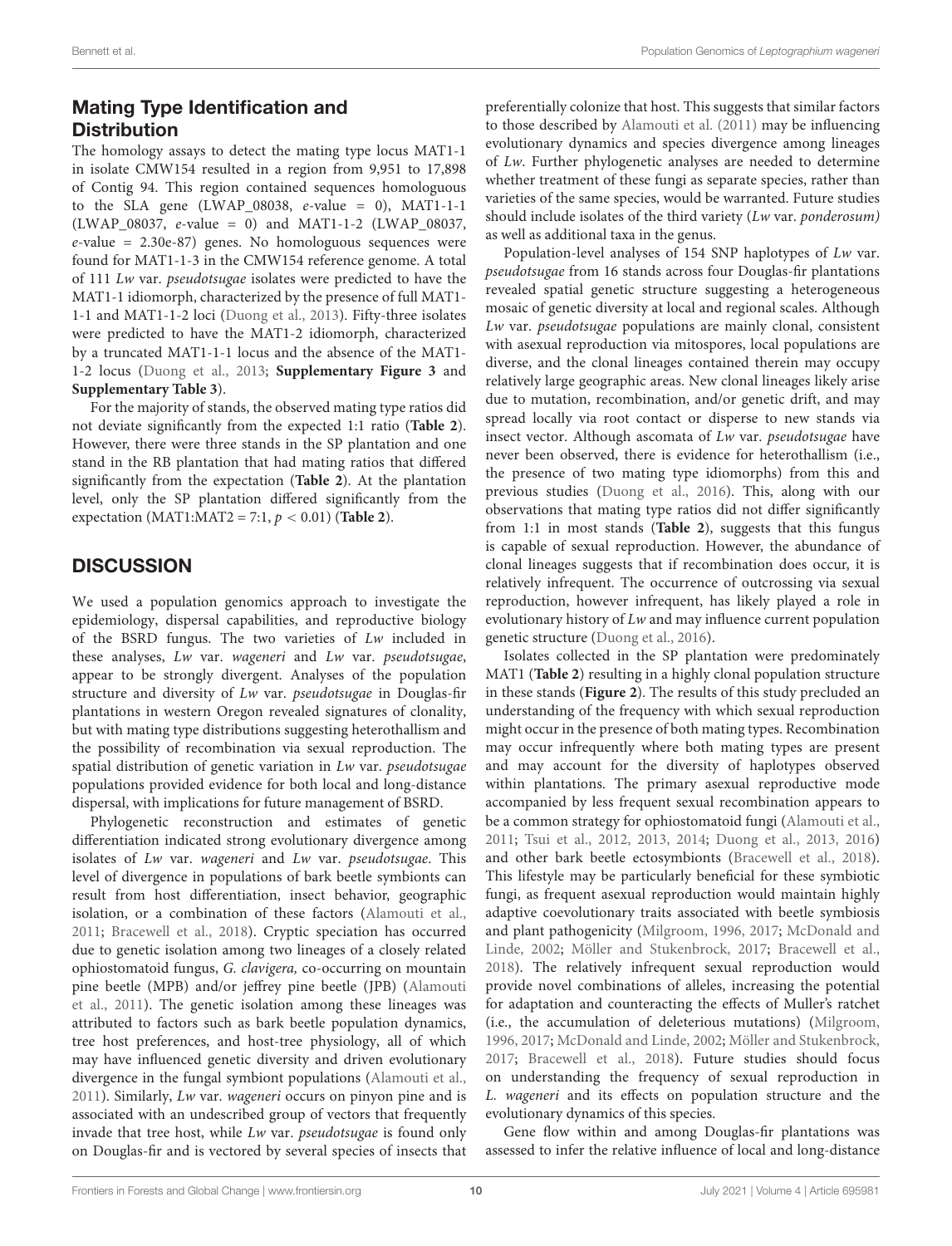### Mating Type Identification and Distribution

The homology assays to detect the mating type locus MAT1-1 in isolate CMW154 resulted in a region from 9,951 to 17,898 of Contig 94. This region contained sequences homologuous to the SLA gene (LWAP_08038, *e*-value = 0), MAT1-1-1 (LWAP_08037, *e*-value = 0) and MAT1-1-2 (LWAP_08037, *e*-value = 2.30e-87) genes. No homologuous sequences were found for MAT1-1-3 in the CMW154 reference genome. A total of 111 *Lw* var. *pseudotsugae* isolates were predicted to have the MAT1-1 idiomorph, characterized by the presence of full MAT1-1-1 and MAT1-1-2 loci (Duong et al., 2013). Fifty-three isolates were predicted to have the MAT1-2 idiomorph, characterized by a truncated MAT1-1-1 locus and the absence of the MAT1-1-2 locus (Duong et al., 2013; **Supplementary Figure 3** and **Supplementary Table 3**).

For the majority of stands, the observed mating type ratios did not deviate significantly from the expected 1:1 ratio (**Table 2**). However, there were three stands in the SP plantation and one stand in the RB plantation that had mating ratios that differed significantly from the expectation (**Table 2**). At the plantation level, only the SP plantation differed significantly from the expectation (MAT1:MAT2 = 7:1, $p < 0.01$) (**Table 2**).

## DISCUSSION

We used a population genomics approach to investigate the epidemiology, dispersal capabilities, and reproductive biology of the BSRD fungus. The two varieties of *Lw* included in these analyses, *Lw* var. *wageneri* and *Lw* var. *pseudotsugae*, appear to be strongly divergent. Analyses of the population structure and diversity of *Lw* var. *pseudotsugae* in Douglas-fir plantations in western Oregon revealed signatures of clonality, but with mating type distributions suggesting heterothallism and the possibility of recombination via sexual reproduction. The spatial distribution of genetic variation in *Lw* var. *pseudotsugae* populations provided evidence for both local and long-distance dispersal, with implications for future management of BSRD.

Phylogenetic reconstruction and estimates of genetic differentiation indicated strong evolutionary divergence among isolates of *Lw* var. *wageneri* and *Lw* var. *pseudotsugae*. This level of divergence in populations of bark beetle symbionts can result from host differentiation, insect behavior, geographic isolation, or a combination of these factors (Alamouti et al., 2011; Bracewell et al., 2018). Cryptic speciation has occurred due to genetic isolation among two lineages of a closely related ophiostomatoid fungus, *G. clavigera,* co-occurring on mountain pine beetle (MPB) and/or jeffrey pine beetle (JPB) (Alamouti et al., 2011). The genetic isolation among these lineages was attributed to factors such as bark beetle population dynamics, tree host preferences, and host-tree physiology, all of which may have influenced genetic diversity and driven evolutionary divergence in the fungal symbiont populations (Alamouti et al., 2011). Similarly, *Lw* var. *wageneri* occurs on pinyon pine and is associated with an undescribed group of vectors that frequently invade that tree host, while *Lw* var. *pseudotsugae* is found only on Douglas-fir and is vectored by several species of insects that preferentially colonize that host. This suggests that similar factors to those described by Alamouti et al. (2011) may be influencing evolutionary dynamics and species divergence among lineages of *Lw*. Further phylogenetic analyses are needed to determine whether treatment of these fungi as separate species, rather than varieties of the same species, would be warranted. Future studies should include isolates of the third variety (*Lw* var. *ponderosum)* as well as additional taxa in the genus.

Population-level analyses of 154 SNP haplotypes of *Lw* var. *pseudotsugae* from 16 stands across four Douglas-fir plantations revealed spatial genetic structure suggesting a heterogeneous mosaic of genetic diversity at local and regional scales. Although *Lw* var. *pseudotsugae* populations are mainly clonal, consistent with asexual reproduction via mitospores, local populations are diverse, and the clonal lineages contained therein may occupy relatively large geographic areas. New clonal lineages likely arise due to mutation, recombination, and/or genetic drift, and may spread locally via root contact or disperse to new stands via insect vector. Although ascomata of *Lw* var. *pseudotsugae* have never been observed, there is evidence for heterothallism (i.e., the presence of two mating type idiomorphs) from this and previous studies (Duong et al., 2016). This, along with our observations that mating type ratios did not differ significantly from 1:1 in most stands (**Table 2**), suggests that this fungus is capable of sexual reproduction. However, the abundance of clonal lineages suggests that if recombination does occur, it is relatively infrequent. The occurrence of outcrossing via sexual reproduction, however infrequent, has likely played a role in evolutionary history of *Lw* and may influence current population genetic structure (Duong et al., 2016).

Isolates collected in the SP plantation were predominately MAT1 (**Table 2**) resulting in a highly clonal population structure in these stands (**Figure 2**). The results of this study precluded an understanding of the frequency with which sexual reproduction might occur in the presence of both mating types. Recombination may occur infrequently where both mating types are present and may account for the diversity of haplotypes observed within plantations. The primary asexual reproductive mode accompanied by less frequent sexual recombination appears to be a common strategy for ophiostomatoid fungi (Alamouti et al., 2011; Tsui et al., 2012, 2013, 2014; Duong et al., 2013, 2016) and other bark beetle ectosymbionts (Bracewell et al., 2018). This lifestyle may be particularly beneficial for these symbiotic fungi, as frequent asexual reproduction would maintain highly adaptive coevolutionary traits associated with beetle symbiosis and plant pathogenicity (Milgroom, 1996, 2017; McDonald and Linde, 2002; Möller and Stukenbrock, 2017; Bracewell et al., 2018). The relatively infrequent sexual reproduction would provide novel combinations of alleles, increasing the potential for adaptation and counteracting the effects of Muller's ratchet (i.e., the accumulation of deleterious mutations) (Milgroom, 1996, 2017; McDonald and Linde, 2002; Möller and Stukenbrock, 2017; Bracewell et al., 2018). Future studies should focus on understanding the frequency of sexual reproduction in *L. wageneri* and its effects on population structure and the evolutionary dynamics of this species.

Gene flow within and among Douglas-fir plantations was assessed to infer the relative influence of local and long-distance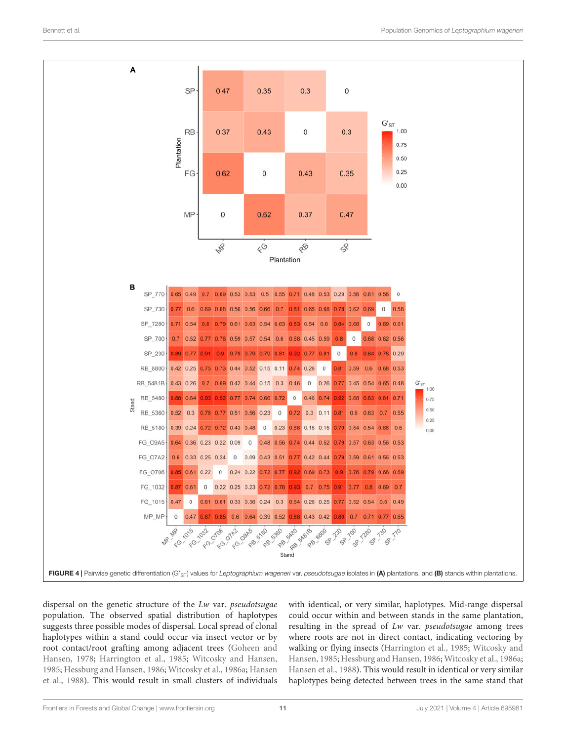**FIGURE 4 |** Pairwise genetic differentiation ($G'_{ST}$) values for *Leptographium wageneri* var. *pseudotsugae* isolates in **(A)** plantations, and **(B)** stands within plantations.

dispersal on the genetic structure of the *Lw* var. *pseudotsugae* population. The observed spatial distribution of haplotypes suggests three possible modes of dispersal. Local spread of clonal haplotypes within a stand could occur via insect vector or by root contact/root grafting among adjacent trees (Goheen and Hansen, 1978; Harrington et al., 1985; Witcosky and Hansen, 1985; Hessburg and Hansen, 1986; Witcosky et al., 1986a; Hansen et al., 1988). This would result in small clusters of individuals with identical, or very similar, haplotypes. Mid-range dispersal could occur within and between stands in the same plantation, resulting in the spread of *Lw* var. *pseudotsugae* among trees where roots are not in direct contact, indicating vectoring by walking or flying insects (Harrington et al., 1985; Witcosky and Hansen, 1985; Hessburg and Hansen, 1986; Witcosky et al., 1986a; Hansen et al., 1988). This would result in identical or very similar haplotypes being detected between trees in the same stand that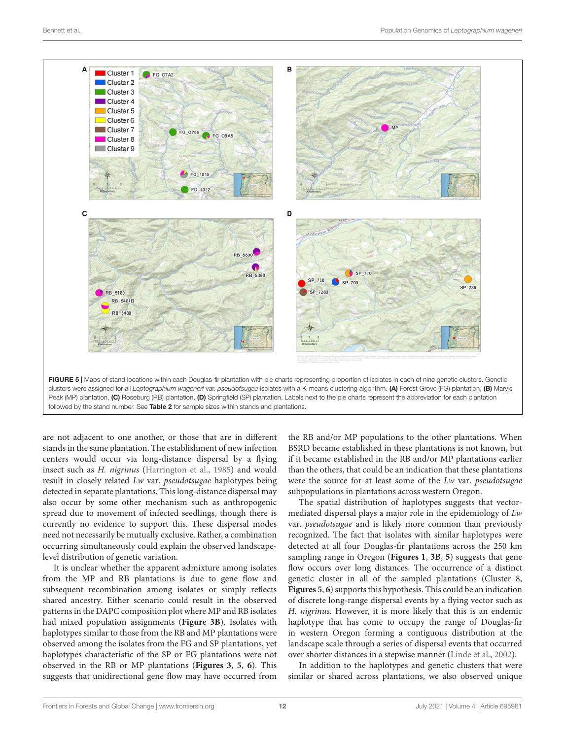FIGURE 5 | Maps of stand locations within each Douglas-fir plantation with pie charts representing proportion of isolates in each of nine genetic clusters. Genetic clusters were assigned for all *Leptographium wageneri* var. *pseudotsugae* isolates with a K-means clustering algorithm. **(A)** Forest Grove (FG) plantation, **(B)** Mary's Peak (MP) plantation, **(C)** Roseburg (RB) plantation, **(D)** Springfield (SP) plantation. Labels next to the pie charts represent the abbreviation for each plantation followed by the stand number. See **Table 2** for sample sizes within stands and plantations.

are not adjacent to one another, or those that are in different stands in the same plantation. The establishment of new infection centers would occur via long-distance dispersal by a flying insect such as *H. nigrinus* (Harrington et al., 1985) and would result in closely related *Lw* var. *pseudotsugae* haplotypes being detected in separate plantations. This long-distance dispersal may also occur by some other mechanism such as anthropogenic spread due to movement of infected seedlings, though there is currently no evidence to support this. These dispersal modes need not be mutually exclusive. Rather, a combination occurring simultaneously could explain the observed landscape-level distribution of genetic variation.

It is unclear whether the apparent admixture among isolates from the MP and RB plantations is due to gene flow and subsequent recombination among isolates or simply reflects shared ancestry. Either scenario could result in the observed patterns in the DAPC composition plot where MP and RB isolates had mixed population assignments (**Figure 3B**). Isolates with haplotypes similar to those from the RB and MP plantations were observed among the isolates from the FG and SP plantations, yet haplotypes characteristic of the SP or FG plantations were not observed in the RB or MP plantations (**Figures 3**, **5**, **6**). This suggests that unidirectional gene flow may have occurred from the RB and/or MP populations to the other plantations. When BSRD became established in these plantations is not known, but if it became established in the RB and/or MP plantations earlier than the others, that could be an indication that these plantations were the source for at least some of the *Lw* var. *pseudotsugae* subpopulations in plantations across western Oregon.

The spatial distribution of haplotypes suggests that vector-mediated dispersal plays a major role in the epidemiology of *Lw* var. *pseudotsugae* and is likely more common than previously recognized. The fact that isolates with similar haplotypes were detected at all four Douglas-fir plantations across the 250 km sampling range in Oregon (**Figures 1**, **3B**, **5**) suggests that gene flow occurs over long distances. The occurrence of a distinct genetic cluster in all of the sampled plantations (Cluster 8, **Figures 5**, **6**) supports this hypothesis. This could be an indication of discrete long-range dispersal events by a flying vector such as *H. nigrinus*. However, it is more likely that this is an endemic haplotype that has come to occupy the range of Douglas-fir in western Oregon forming a contiguous distribution at the landscape scale through a series of dispersal events that occurred over shorter distances in a stepwise manner (Linde et al., 2002).

In addition to the haplotypes and genetic clusters that were similar or shared across plantations, we also observed unique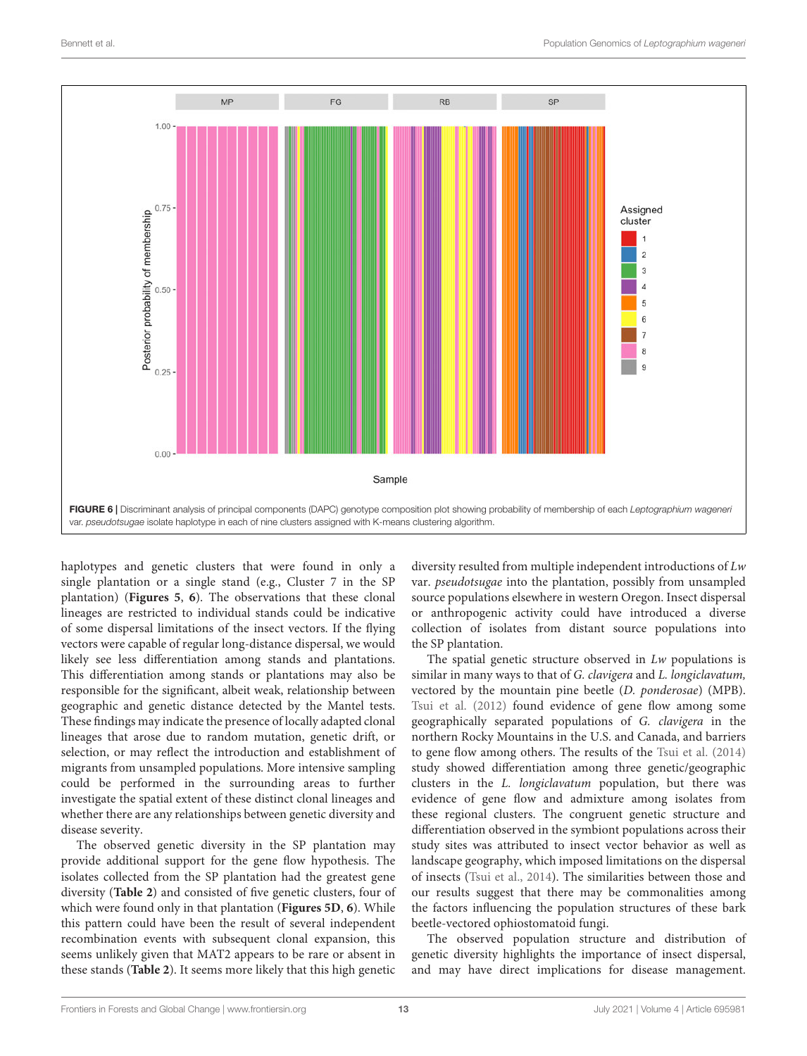FIGURE 6 | Discriminant analysis of principal components (DAPC) genotype composition plot showing probability of membership of each *Leptographium wageneri* var. *pseudotsugae* isolate haplotype in each of nine clusters assigned with K-means clustering algorithm.

haplotypes and genetic clusters that were found in only a single plantation or a single stand (e.g., Cluster 7 in the SP plantation) (**Figures 5**, **6**). The observations that these clonal lineages are restricted to individual stands could be indicative of some dispersal limitations of the insect vectors. If the flying vectors were capable of regular long-distance dispersal, we would likely see less differentiation among stands and plantations. This differentiation among stands or plantations may also be responsible for the significant, albeit weak, relationship between geographic and genetic distance detected by the Mantel tests. These findings may indicate the presence of locally adapted clonal lineages that arose due to random mutation, genetic drift, or selection, or may reflect the introduction and establishment of migrants from unsampled populations. More intensive sampling could be performed in the surrounding areas to further investigate the spatial extent of these distinct clonal lineages and whether there are any relationships between genetic diversity and disease severity.

The observed genetic diversity in the SP plantation may provide additional support for the gene flow hypothesis. The isolates collected from the SP plantation had the greatest gene diversity (**Table 2**) and consisted of five genetic clusters, four of which were found only in that plantation (**Figures 5D**, **6**). While this pattern could have been the result of several independent recombination events with subsequent clonal expansion, this seems unlikely given that MAT2 appears to be rare or absent in these stands (**Table 2**). It seems more likely that this high genetic diversity resulted from multiple independent introductions of *Lw* var. *pseudotsugae* into the plantation, possibly from unsampled source populations elsewhere in western Oregon. Insect dispersal or anthropogenic activity could have introduced a diverse collection of isolates from distant source populations into the SP plantation.

The spatial genetic structure observed in *Lw* populations is similar in many ways to that of *G. clavigera* and *L. longiclavatum,* vectored by the mountain pine beetle (*D. ponderosae*) (MPB). Tsui et al. (2012) found evidence of gene flow among some geographically separated populations of *G. clavigera* in the northern Rocky Mountains in the U.S. and Canada, and barriers to gene flow among others. The results of the Tsui et al. (2014) study showed differentiation among three genetic/geographic clusters in the *L. longiclavatum* population, but there was evidence of gene flow and admixture among isolates from these regional clusters. The congruent genetic structure and differentiation observed in the symbiont populations across their study sites was attributed to insect vector behavior as well as landscape geography, which imposed limitations on the dispersal of insects (Tsui et al., 2014). The similarities between those and our results suggest that there may be commonalities among the factors influencing the population structures of these bark beetle-vectored ophiostomatoid fungi.

The observed population structure and distribution of genetic diversity highlights the importance of insect dispersal, and may have direct implications for disease management.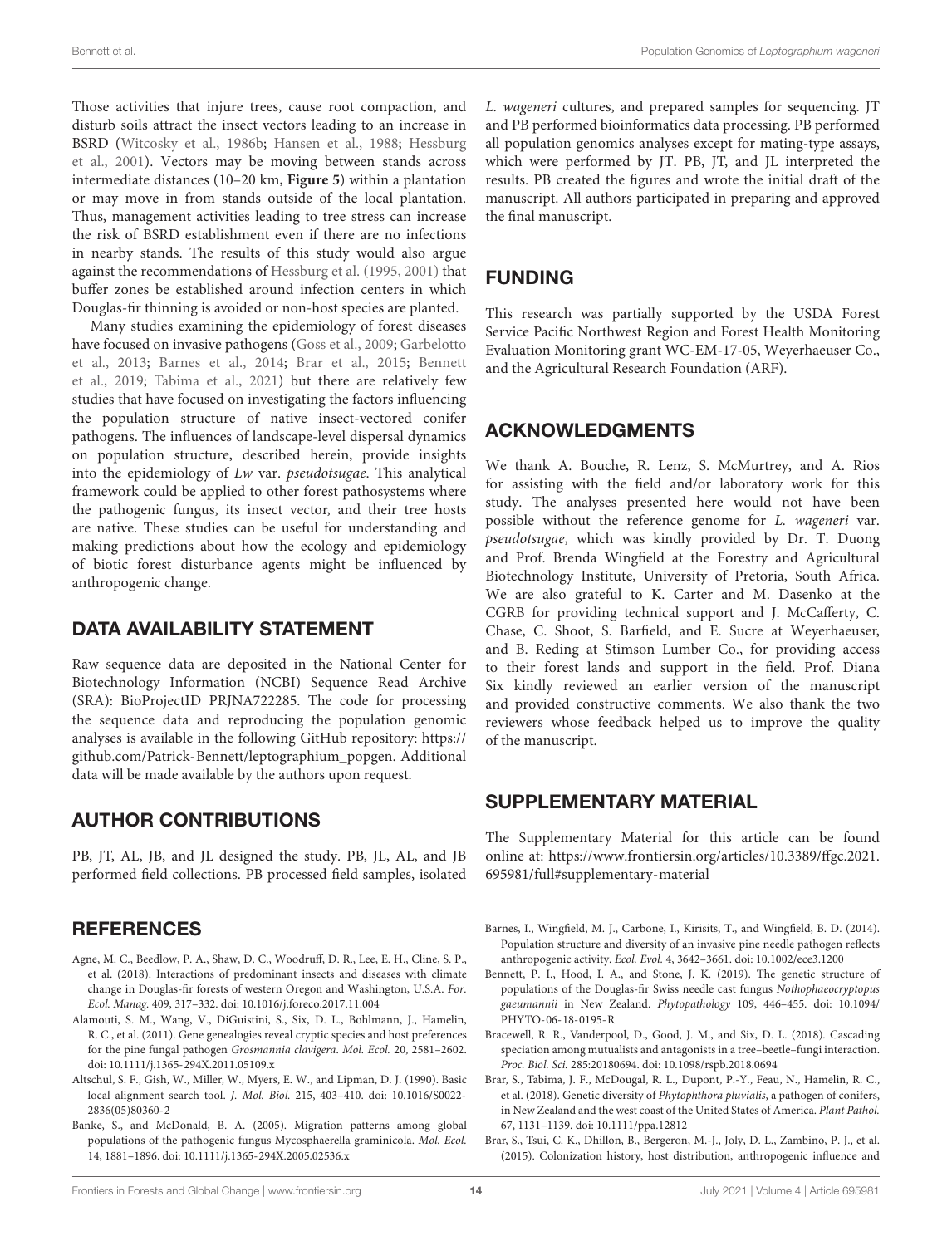Those activities that injure trees, cause root compaction, and disturb soils attract the insect vectors leading to an increase in BSRD (Witcosky et al., 1986b; Hansen et al., 1988; Hessburg et al., 2001). Vectors may be moving between stands across intermediate distances (10–20 km, **Figure 5**) within a plantation or may move in from stands outside of the local plantation. Thus, management activities leading to tree stress can increase the risk of BSRD establishment even if there are no infections in nearby stands. The results of this study would also argue against the recommendations of Hessburg et al. (1995, 2001) that buffer zones be established around infection centers in which Douglas-fir thinning is avoided or non-host species are planted.

Many studies examining the epidemiology of forest diseases have focused on invasive pathogens (Goss et al., 2009; Garbelotto et al., 2013; Barnes et al., 2014; Brar et al., 2015; Bennett et al., 2019; Tabima et al., 2021) but there are relatively few studies that have focused on investigating the factors influencing the population structure of native insect-vectored conifer pathogens. The influences of landscape-level dispersal dynamics on population structure, described herein, provide insights into the epidemiology of *Lw* var. *pseudotsugae*. This analytical framework could be applied to other forest pathosystems where the pathogenic fungus, its insect vector, and their tree hosts are native. These studies can be useful for understanding and making predictions about how the ecology and epidemiology of biotic forest disturbance agents might be influenced by anthropogenic change.

## DATA AVAILABILITY STATEMENT

Raw sequence data are deposited in the National Center for Biotechnology Information (NCBI) Sequence Read Archive (SRA): BioProjectID PRJNA722285. The code for processing the sequence data and reproducing the population genomic analyses is available in the following GitHub repository: https://github.com/Patrick-Bennett/leptographium_popgen. Additional data will be made available by the authors upon request.

## AUTHOR CONTRIBUTIONS

PB, JT, AL, JB, and JL designed the study. PB, JL, AL, and JB performed field collections. PB processed field samples, isolated *L. wageneri* cultures, and prepared samples for sequencing. JT and PB performed bioinformatics data processing. PB performed all population genomics analyses except for mating-type assays, which were performed by JT. PB, JT, and JL interpreted the results. PB created the figures and wrote the initial draft of the manuscript. All authors participated in preparing and approved the final manuscript.

## FUNDING

This research was partially supported by the USDA Forest Service Pacific Northwest Region and Forest Health Monitoring Evaluation Monitoring grant WC-EM-17-05, Weyerhaeuser Co., and the Agricultural Research Foundation (ARF).

## ACKNOWLEDGMENTS

We thank A. Bouche, R. Lenz, S. McMurtrey, and A. Rios for assisting with the field and/or laboratory work for this study. The analyses presented here would not have been possible without the reference genome for *L. wageneri* var. *pseudotsugae*, which was kindly provided by Dr. T. Duong and Prof. Brenda Wingfield at the Forestry and Agricultural Biotechnology Institute, University of Pretoria, South Africa. We are also grateful to K. Carter and M. Dasenko at the CGRB for providing technical support and J. McCafferty, C. Chase, C. Shoot, S. Barfield, and E. Sucre at Weyerhaeuser, and B. Reding at Stimson Lumber Co., for providing access to their forest lands and support in the field. Prof. Diana Six kindly reviewed an earlier version of the manuscript and provided constructive comments. We also thank the two reviewers whose feedback helped us to improve the quality of the manuscript.

## SUPPLEMENTARY MATERIAL

The Supplementary Material for this article can be found online at: https://www.frontiersin.org/articles/10.3389/ffgc.2021.695981/full#supplementary-material

## REFERENCES

Agne, M. C., Beedlow, P. A., Shaw, D. C., Woodruff, D. R., Lee, E. H., Cline, S. P., et al. (2018). Interactions of predominant insects and diseases with climate change in Douglas-fir forests of western Oregon and Washington, U.S.A. *For. Ecol. Manag.* 409, 317–332. doi: 10.1016/j.foreco.2017.11.004

Alamouti, S. M., Wang, V., DiGuistini, S., Six, D. L., Bohlmann, J., Hamelin, R. C., et al. (2011). Gene genealogies reveal cryptic species and host preferences for the pine fungal pathogen *Grosmannia clavigera*. *Mol. Ecol.* 20, 2581–2602. doi: 10.1111/j.1365-294X.2011.05109.x

Altschul, S. F., Gish, W., Miller, W., Myers, E. W., and Lipman, D. J. (1990). Basic local alignment search tool. *J. Mol. Biol.* 215, 403–410. doi: 10.1016/S0022-2836(05)80360-2

Banke, S., and McDonald, B. A. (2005). Migration patterns among global populations of the pathogenic fungus Mycosphaerella graminicola. *Mol. Ecol.* 14, 1881–1896. doi: 10.1111/j.1365-294X.2005.02536.x

Barnes, I., Wingfield, M. J., Carbone, I., Kirisits, T., and Wingfield, B. D. (2014). Population structure and diversity of an invasive pine needle pathogen reflects anthropogenic activity. *Ecol. Evol.* 4, 3642–3661. doi: 10.1002/ece3.1200

Bennett, P. I., Hood, I. A., and Stone, J. K. (2019). The genetic structure of populations of the Douglas-fir Swiss needle cast fungus *Nothophaeocryptopus gaeumannii* in New Zealand. *Phytopathology* 109, 446–455. doi: 10.1094/PHYTO-06-18-0195-R

Bracewell, R. R., Vanderpool, D., Good, J. M., and Six, D. L. (2018). Cascading speciation among mutualists and antagonists in a tree–beetle–fungi interaction. *Proc. Biol. Sci.* 285:20180694. doi: 10.1098/rspb.2018.0694

Brar, S., Tabima, J. F., McDougal, R. L., Dupont, P.-Y., Feau, N., Hamelin, R. C., et al. (2018). Genetic diversity of *Phytophthora pluvialis*, a pathogen of conifers, in New Zealand and the west coast of the United States of America. *Plant Pathol.* 67, 1131–1139. doi: 10.1111/ppa.12812

Brar, S., Tsui, C. K., Dhillon, B., Bergeron, M.-J., Joly, D. L., Zambino, P. J., et al. (2015). Colonization history, host distribution, anthropogenic influence and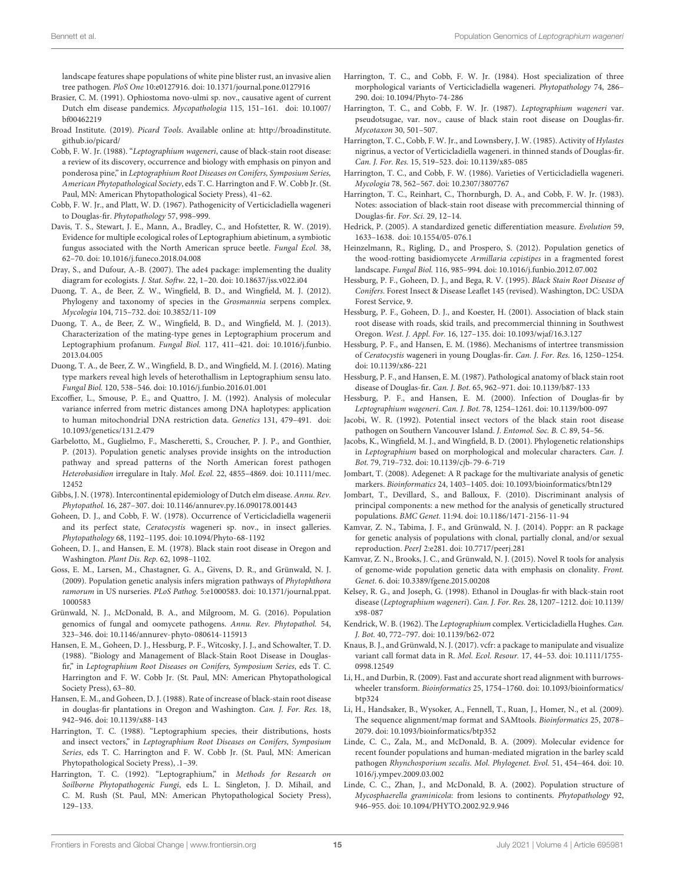landscape features shape populations of white pine blister rust, an invasive alien tree pathogen. *PloS One* 10:e0127916. doi: 10.1371/journal.pone.0127916

Brasier, C. M. (1991). Ophiostoma novo-ulmi sp. nov., causative agent of current Dutch elm disease pandemics. *Mycopathologia* 115, 151–161. doi: 10.1007/bf00462219

Broad Institute. (2019). *Picard Tools*. Available online at: http://broadinstitute.github.io/picard/

Cobb, F. W. Jr. (1988). "*Leptographium wageneri*, cause of black-stain root disease: a review of its discovery, occurrence and biology with emphasis on pinyon and ponderosa pine," in *Leptographium Root Diseases on Conifers, Symposium Series, American Phytopathological Society*, eds T. C. Harrington and F. W. Cobb Jr. (St. Paul, MN: American Phytopathological Society Press), 41–62.

Cobb, F. W. Jr., and Platt, W. D. (1967). Pathogenicity of Verticicladiella wageneri to Douglas-fir. *Phytopathology* 57, 998–999.

Davis, T. S., Stewart, J. E., Mann, A., Bradley, C., and Hofstetter, R. W. (2019). Evidence for multiple ecological roles of Leptographium abietinum, a symbiotic fungus associated with the North American spruce beetle. *Fungal Ecol.* 38, 62–70. doi: 10.1016/j.funeco.2018.04.008

Dray, S., and Dufour, A.-B. (2007). The ade4 package: implementing the duality diagram for ecologists. *J. Stat. Softw.* 22, 1–20. doi: 10.18637/jss.v022.i04

Duong, T. A., de Beer, Z. W., Wingfield, B. D., and Wingfield, M. J. (2012). Phylogeny and taxonomy of species in the *Grosmannia* serpens complex. *Mycologia* 104, 715–732. doi: 10.3852/11-109

Duong, T. A., de Beer, Z. W., Wingfield, B. D., and Wingfield, M. J. (2013). Characterization of the mating-type genes in Leptographium procerum and Leptographium profanum. *Fungal Biol.* 117, 411–421. doi: 10.1016/j.funbio.2013.04.005

Duong, T. A., de Beer, Z. W., Wingfield, B. D., and Wingfield, M. J. (2016). Mating type markers reveal high levels of heterothallism in Leptographium sensu lato. *Fungal Biol.* 120, 538–546. doi: 10.1016/j.funbio.2016.01.001

Excoffier, L., Smouse, P. E., and Quattro, J. M. (1992). Analysis of molecular variance inferred from metric distances among DNA haplotypes: application to human mitochondrial DNA restriction data. *Genetics* 131, 479–491. doi: 10.1093/genetics/131.2.479

Garbelotto, M., Guglielmo, F., Mascheretti, S., Croucher, P. J. P., and Gonthier, P. (2013). Population genetic analyses provide insights on the introduction pathway and spread patterns of the North American forest pathogen *Heterobasidion* irregulare in Italy. *Mol. Ecol.* 22, 4855–4869. doi: 10.1111/mec.12452

Gibbs, J. N. (1978). Intercontinental epidemiology of Dutch elm disease. *Annu. Rev. Phytopathol.* 16, 287–307. doi: 10.1146/annurev.py.16.090178.001443

Goheen, D. J., and Cobb, F. W. (1978). Occurrence of Verticicladiella wagenerii and its perfect state, *Ceratocystis* wageneri sp. nov., in insect galleries. *Phytopathology* 68, 1192–1195. doi: 10.1094/Phyto-68-1192

Goheen, D. J., and Hansen, E. M. (1978). Black stain root disease in Oregon and Washington. *Plant Dis. Rep.* 62, 1098–1102.

Goss, E. M., Larsen, M., Chastagner, G. A., Givens, D. R., and Grünwald, N. J. (2009). Population genetic analysis infers migration pathways of *Phytophthora ramorum* in US nurseries. *PLoS Pathog.* 5:e1000583. doi: 10.1371/journal.ppat.1000583

Grünwald, N. J., McDonald, B. A., and Milgroom, M. G. (2016). Population genomics of fungal and oomycete pathogens. *Annu. Rev. Phytopathol.* 54, 323–346. doi: 10.1146/annurev-phyto-080614-115913

Hansen, E. M., Goheen, D. J., Hessburg, P. F., Witcosky, J. J., and Schowalter, T. D. (1988). "Biology and Management of Black-Stain Root Disease in Douglas-fir," in *Leptographium Root Diseases on Conifers, Symposium Series*, eds T. C. Harrington and F. W. Cobb Jr. (St. Paul, MN: American Phytopathological Society Press), 63–80.

Hansen, E. M., and Goheen, D. J. (1988). Rate of increase of black-stain root disease in douglas-fir plantations in Oregon and Washington. *Can. J. For. Res.* 18, 942–946. doi: 10.1139/x88-143

Harrington, T. C. (1988). "Leptographium species, their distributions, hosts and insect vectors," in *Leptographium Root Diseases on Conifers, Symposium Series*, eds T. C. Harrington and F. W. Cobb Jr. (St. Paul, MN: American Phytopathological Society Press), .1–39.

Harrington, T. C. (1992). "Leptographium," in *Methods for Research on Soilborne Phytopathogenic Fungi*, eds L. L. Singleton, J. D. Mihail, and C. M. Rush (St. Paul, MN: American Phytopathological Society Press), 129–133.

Harrington, T. C., and Cobb, F. W. Jr. (1984). Host specialization of three morphological variants of Verticicladiella wageneri. *Phytopathology* 74, 286–290. doi: 10.1094/Phyto-74-286

Harrington, T. C., and Cobb, F. W. Jr. (1987). *Leptographium wageneri* var. pseudotsugae, var. nov., cause of black stain root disease on Douglas-fir. *Mycotaxon* 30, 501–507.

Harrington, T. C., Cobb, F. W. Jr., and Lownsbery, J. W. (1985). Activity of *Hylastes* nigrinus, a vector of Verticicladiella wageneri. in thinned stands of Douglas-fir. *Can. J. For. Res.* 15, 519–523. doi: 10.1139/x85-085

Harrington, T. C., and Cobb, F. W. (1986). Varieties of Verticicladiella wageneri. *Mycologia* 78, 562–567. doi: 10.2307/3807767

Harrington, T. C., Reinhart, C., Thornburgh, D. A., and Cobb, F. W. Jr. (1983). Notes: association of black-stain root disease with precommercial thinning of Douglas-fir. *For. Sci.* 29, 12–14.

Hedrick, P. (2005). A standardized genetic differentiation measure. *Evolution* 59, 1633–1638. doi: 10.1554/05-076.1

Heinzelmann, R., Rigling, D., and Prospero, S. (2012). Population genetics of the wood-rotting basidiomycete *Armillaria cepistipes* in a fragmented forest landscape. *Fungal Biol.* 116, 985–994. doi: 10.1016/j.funbio.2012.07.002

Hessburg, P. F., Goheen, D. J., and Bega, R. V. (1995). *Black Stain Root Disease of Conifers*. Forest Insect & Disease Leaflet 145 (revised). Washington, DC: USDA Forest Service, 9.

Hessburg, P. F., Goheen, D. J., and Koester, H. (2001). Association of black stain root disease with roads, skid trails, and precommercial thinning in Southwest Oregon. *West. J. Appl. For.* 16, 127–135. doi: 10.1093/wjaf/16.3.127

Hessburg, P. F., and Hansen, E. M. (1986). Mechanisms of intertree transmission of *Ceratocystis* wageneri in young Douglas-fir. *Can. J. For. Res.* 16, 1250–1254. doi: 10.1139/x86-221

Hessburg, P. F., and Hansen, E. M. (1987). Pathological anatomy of black stain root disease of Douglas-fir. *Can. J. Bot.* 65, 962–971. doi: 10.1139/b87-133

Hessburg, P. F., and Hansen, E. M. (2000). Infection of Douglas-fir by *Leptographium wageneri*. *Can. J. Bot.* 78, 1254–1261. doi: 10.1139/b00-097

Jacobi, W. R. (1992). Potential insect vectors of the black stain root disease pathogen on Southern Vancouver Island. *J. Entomol. Soc. B. C.* 89, 54–56.

Jacobs, K., Wingfield, M. J., and Wingfield, B. D. (2001). Phylogenetic relationships in *Leptographium* based on morphological and molecular characters. *Can. J. Bot.* 79, 719–732. doi: 10.1139/cjb-79-6-719

Jombart, T. (2008). Adegenet: A R package for the multivariate analysis of genetic markers. *Bioinformatics* 24, 1403–1405. doi: 10.1093/bioinformatics/btn129

Jombart, T., Devillard, S., and Balloux, F. (2010). Discriminant analysis of principal components: a new method for the analysis of genetically structured populations. *BMC Genet.* 11:94. doi: 10.1186/1471-2156-11-94

Kamvar, Z. N., Tabima, J. F., and Grünwald, N. J. (2014). Poppr: an R package for genetic analysis of populations with clonal, partially clonal, and/or sexual reproduction. *PeerJ* 2:e281. doi: 10.7717/peerj.281

Kamvar, Z. N., Brooks, J. C., and Grünwald, N. J. (2015). Novel R tools for analysis of genome-wide population genetic data with emphasis on clonality. *Front. Genet.* 6. doi: 10.3389/fgene.2015.00208

Kelsey, R. G., and Joseph, G. (1998). Ethanol in Douglas-fir with black-stain root disease (*Leptographium wageneri*). *Can. J. For. Res.* 28, 1207–1212. doi: 10.1139/x98-087

Kendrick, W. B. (1962). The *Leptographium* complex. Verticicladiella Hughes. *Can. J. Bot.* 40, 772–797. doi: 10.1139/b62-072

Knaus, B. J., and Grünwald, N. J. (2017). vcfr: a package to manipulate and visualize variant call format data in R. *Mol. Ecol. Resour.* 17, 44–53. doi: 10.1111/1755-0998.12549

Li, H., and Durbin, R. (2009). Fast and accurate short read alignment with burrows-wheeler transform. *Bioinformatics* 25, 1754–1760. doi: 10.1093/bioinformatics/btp324

Li, H., Handsaker, B., Wysoker, A., Fennell, T., Ruan, J., Homer, N., et al. (2009). The sequence alignment/map format and SAMtools. *Bioinformatics* 25, 2078–2079. doi: 10.1093/bioinformatics/btp352

Linde, C. C., Zala, M., and McDonald, B. A. (2009). Molecular evidence for recent founder populations and human-mediated migration in the barley scald pathogen *Rhynchosporium secalis*. *Mol. Phylogenet. Evol.* 51, 454–464. doi: 10.1016/j.ympev.2009.03.002

Linde, C. C., Zhan, J., and McDonald, B. A. (2002). Population structure of *Mycosphaerella graminicola*: from lesions to continents. *Phytopathology* 92, 946–955. doi: 10.1094/PHYTO.2002.92.9.946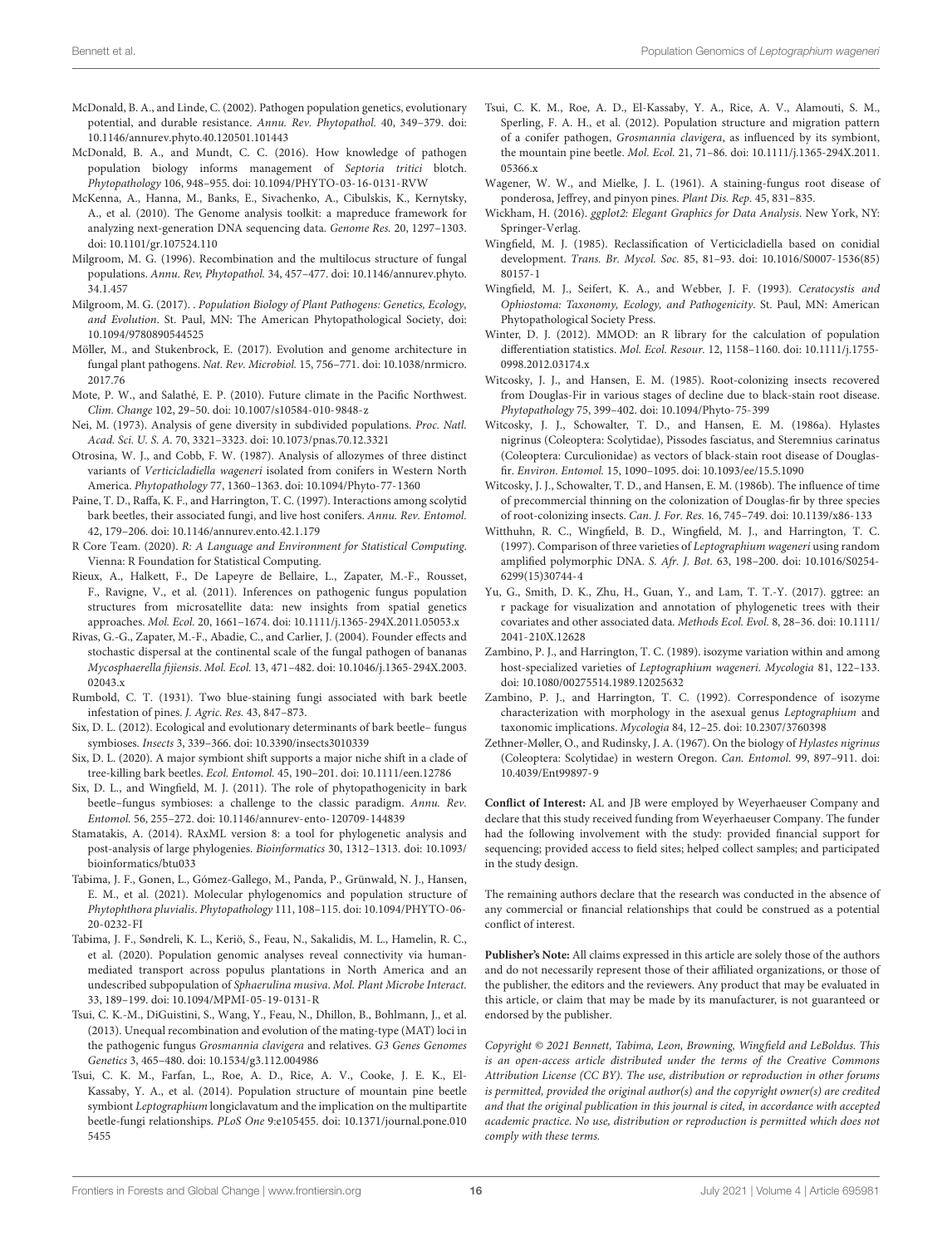McDonald, B. A., and Linde, C. (2002). Pathogen population genetics, evolutionary potential, and durable resistance. *Annu. Rev. Phytopathol.* 40, 349–379. doi: 10.1146/annurev.phyto.40.120501.101443

McDonald, B. A., and Mundt, C. C. (2016). How knowledge of pathogen population biology informs management of *Septoria tritici* blotch. *Phytopathology* 106, 948–955. doi: 10.1094/PHYTO-03-16-0131-RVW

McKenna, A., Hanna, M., Banks, E., Sivachenko, A., Cibulskis, K., Kernytsky, A., et al. (2010). The Genome analysis toolkit: a mapreduce framework for analyzing next-generation DNA sequencing data. *Genome Res.* 20, 1297–1303. doi: 10.1101/gr.107524.110

Milgroom, M. G. (1996). Recombination and the multilocus structure of fungal populations. *Annu. Rev, Phytopathol.* 34, 457–477. doi: 10.1146/annurev.phyto.34.1.457

Milgroom, M. G. (2017). . *Population Biology of Plant Pathogens: Genetics, Ecology, and Evolution*. St. Paul, MN: The American Phytopathological Society, doi: 10.1094/9780890544525

Möller, M., and Stukenbrock, E. (2017). Evolution and genome architecture in fungal plant pathogens. *Nat. Rev. Microbiol.* 15, 756–771. doi: 10.1038/nrmicro.2017.76

Mote, P. W., and Salathé, E. P. (2010). Future climate in the Pacific Northwest. *Clim. Change* 102, 29–50. doi: 10.1007/s10584-010-9848-z

Nei, M. (1973). Analysis of gene diversity in subdivided populations. *Proc. Natl. Acad. Sci. U. S. A.* 70, 3321–3323. doi: 10.1073/pnas.70.12.3321

Otrosina, W. J., and Cobb, F. W. (1987). Analysis of allozymes of three distinct variants of *Verticicladiella wageneri* isolated from conifers in Western North America. *Phytopathology* 77, 1360–1363. doi: 10.1094/Phyto-77-1360

Paine, T. D., Raffa, K. F., and Harrington, T. C. (1997). Interactions among scolytid bark beetles, their associated fungi, and live host conifers. *Annu. Rev. Entomol.* 42, 179–206. doi: 10.1146/annurev.ento.42.1.179

R Core Team. (2020). *R: A Language and Environment for Statistical Computing*. Vienna: R Foundation for Statistical Computing.

Rieux, A., Halkett, F., De Lapeyre de Bellaire, L., Zapater, M.-F., Rousset, F., Ravigne, V., et al. (2011). Inferences on pathogenic fungus population structures from microsatellite data: new insights from spatial genetics approaches. *Mol. Ecol.* 20, 1661–1674. doi: 10.1111/j.1365-294X.2011.05053.x

Rivas, G.-G., Zapater, M.-F., Abadie, C., and Carlier, J. (2004). Founder effects and stochastic dispersal at the continental scale of the fungal pathogen of bananas *Mycosphaerella fijiensis*. *Mol. Ecol.* 13, 471–482. doi: 10.1046/j.1365-294X.2003.02043.x

Rumbold, C. T. (1931). Two blue-staining fungi associated with bark beetle infestation of pines. *J. Agric. Res.* 43, 847–873.

Six, D. L. (2012). Ecological and evolutionary determinants of bark beetle– fungus symbioses. *Insects* 3, 339–366. doi: 10.3390/insects3010339

Six, D. L. (2020). A major symbiont shift supports a major niche shift in a clade of tree-killing bark beetles. *Ecol. Entomol.* 45, 190–201. doi: 10.1111/een.12786

Six, D. L., and Wingfield, M. J. (2011). The role of phytopathogenicity in bark beetle–fungus symbioses: a challenge to the classic paradigm. *Annu. Rev. Entomol.* 56, 255–272. doi: 10.1146/annurev-ento-120709-144839

Stamatakis, A. (2014). RAxML version 8: a tool for phylogenetic analysis and post-analysis of large phylogenies. *Bioinformatics* 30, 1312–1313. doi: 10.1093/bioinformatics/btu033

Tabima, J. F., Gonen, L., Gómez-Gallego, M., Panda, P., Grünwald, N. J., Hansen, E. M., et al. (2021). Molecular phylogenomics and population structure of *Phytophthora pluvialis*. *Phytopathology* 111, 108–115. doi: 10.1094/PHYTO-06-20-0232-FI

Tabima, J. F., Søndreli, K. L., Keriö, S., Feau, N., Sakalidis, M. L., Hamelin, R. C., et al. (2020). Population genomic analyses reveal connectivity via human-mediated transport across populus plantations in North America and an undescribed subpopulation of *Sphaerulina musiva*. *Mol. Plant Microbe Interact.* 33, 189–199. doi: 10.1094/MPMI-05-19-0131-R

Tsui, C. K.-M., DiGuistini, S., Wang, Y., Feau, N., Dhillon, B., Bohlmann, J., et al. (2013). Unequal recombination and evolution of the mating-type (MAT) loci in the pathogenic fungus *Grosmannia clavigera* and relatives. *G3 Genes Genomes Genetics* 3, 465–480. doi: 10.1534/g3.112.004986

Tsui, C. K. M., Farfan, L., Roe, A. D., Rice, A. V., Cooke, J. E. K., El-Kassaby, Y. A., et al. (2014). Population structure of mountain pine beetle symbiont *Leptographium* longiclavatum and the implication on the multipartite beetle-fungi relationships. *PLoS One* 9:e105455. doi: 10.1371/journal.pone.0105455

Tsui, C. K. M., Roe, A. D., El-Kassaby, Y. A., Rice, A. V., Alamouti, S. M., Sperling, F. A. H., et al. (2012). Population structure and migration pattern of a conifer pathogen, *Grosmannia clavigera*, as influenced by its symbiont, the mountain pine beetle. *Mol. Ecol.* 21, 71–86. doi: 10.1111/j.1365-294X.2011.05366.x

Wagener, W. W., and Mielke, J. L. (1961). A staining-fungus root disease of ponderosa, Jeffrey, and pinyon pines. *Plant Dis. Rep.* 45, 831–835.

Wickham, H. (2016). *ggplot2: Elegant Graphics for Data Analysis*. New York, NY: Springer-Verlag.

Wingfield, M. J. (1985). Reclassification of Verticicladiella based on conidial development. *Trans. Br. Mycol. Soc.* 85, 81–93. doi: 10.1016/S0007-1536(85)80157-1

Wingfield, M. J., Seifert, K. A., and Webber, J. F. (1993). *Ceratocystis and Ophiostoma: Taxonomy, Ecology, and Pathogenicity*. St. Paul, MN: American Phytopathological Society Press.

Winter, D. J. (2012). MMOD: an R library for the calculation of population differentiation statistics. *Mol. Ecol. Resour.* 12, 1158–1160. doi: 10.1111/j.1755-0998.2012.03174.x

Witcosky, J. J., and Hansen, E. M. (1985). Root-colonizing insects recovered from Douglas-Fir in various stages of decline due to black-stain root disease. *Phytopathology* 75, 399–402. doi: 10.1094/Phyto-75-399

Witcosky, J. J., Schowalter, T. D., and Hansen, E. M. (1986a). Hylastes nigrinus (Coleoptera: Scolytidae), Pissodes fasciatus, and Steremnius carinatus (Coleoptera: Curculionidae) as vectors of black-stain root disease of Douglas-fir. *Environ. Entomol.* 15, 1090–1095. doi: 10.1093/ee/15.5.1090

Witcosky, J. J., Schowalter, T. D., and Hansen, E. M. (1986b). The influence of time of precommercial thinning on the colonization of Douglas-fir by three species of root-colonizing insects. *Can. J. For. Res.* 16, 745–749. doi: 10.1139/x86-133

Witthuhn, R. C., Wingfield, B. D., Wingfield, M. J., and Harrington, T. C. (1997). Comparison of three varieties of *Leptographium wageneri* using random amplified polymorphic DNA. *S. Afr. J. Bot.* 63, 198–200. doi: 10.1016/S0254-6299(15)30744-4

Yu, G., Smith, D. K., Zhu, H., Guan, Y., and Lam, T. T.-Y. (2017). ggtree: an r package for visualization and annotation of phylogenetic trees with their covariates and other associated data. *Methods Ecol. Evol.* 8, 28–36. doi: 10.1111/2041-210X.12628

Zambino, P. J., and Harrington, T. C. (1989). isozyme variation within and among host-specialized varieties of *Leptographium wageneri*. *Mycologia* 81, 122–133. doi: 10.1080/00275514.1989.12025632

Zambino, P. J., and Harrington, T. C. (1992). Correspondence of isozyme characterization with morphology in the asexual genus *Leptographium* and taxonomic implications. *Mycologia* 84, 12–25. doi: 10.2307/3760398

Zethner-Møller, O., and Rudinsky, J. A. (1967). On the biology of *Hylastes nigrinus* (Coleoptera: Scolytidae) in western Oregon. *Can. Entomol.* 99, 897–911. doi: 10.4039/Ent99897-9

**Conflict of Interest:** AL and JB were employed by Weyerhaeuser Company and declare that this study received funding from Weyerhaeuser Company. The funder had the following involvement with the study: provided financial support for sequencing; provided access to field sites; helped collect samples; and participated in the study design.

The remaining authors declare that the research was conducted in the absence of any commercial or financial relationships that could be construed as a potential conflict of interest.

**Publisher's Note:** All claims expressed in this article are solely those of the authors and do not necessarily represent those of their affiliated organizations, or those of the publisher, the editors and the reviewers. Any product that may be evaluated in this article, or claim that may be made by its manufacturer, is not guaranteed or endorsed by the publisher.

*Copyright © 2021 Bennett, Tabima, Leon, Browning, Wingfield and LeBoldus. This is an open-access article distributed under the terms of the Creative Commons Attribution License (CC BY). The use, distribution or reproduction in other forums is permitted, provided the original author(s) and the copyright owner(s) are credited and that the original publication in this journal is cited, in accordance with accepted academic practice. No use, distribution or reproduction is permitted which does not comply with these terms.*